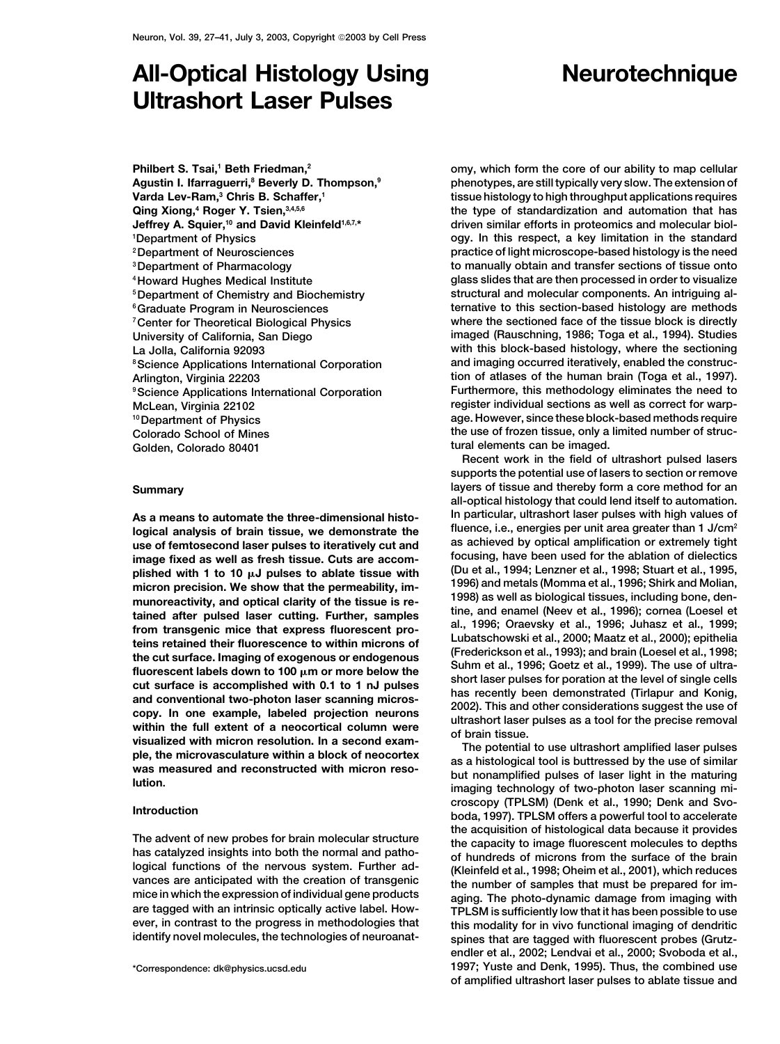# All-Optical Histology Using Ultrashort Laser Pulses

**Neurotechnique**

**Philbert S. Tsai,[1] Beth Friedman,[2] Agustin I. Ifarraguerri,[8] Beverly D. Thompson,[9] Varda Lev-Ram,[3] Chris B. Schaffer,[1] Qing Xiong,[4] Roger Y. Tsien,[3,4,5,6] Jeffrey A. Squier,[10] and David Kleinfeld[1,6,7,*]**

[1]Department of Physics
[2]Department of Neurosciences
[3]Department of Pharmacology
[4]Howard Hughes Medical Institute
[5]Department of Chemistry and Biochemistry
[6]Graduate Program in Neurosciences
[7]Center for Theoretical Biological Physics
University of California, San Diego
La Jolla, California 92093
[8]Science Applications International Corporation
Arlington, Virginia 22203
[9]Science Applications International Corporation
McLean, Virginia 22102
[10]Department of Physics
Colorado School of Mines
Golden, Colorado 80401

## Summary

**As a means to automate the three-dimensional histological analysis of brain tissue, we demonstrate the use of femtosecond laser pulses to iteratively cut and image fixed as well as fresh tissue. Cuts are accomplished with 1 to 10 μJ pulses to ablate tissue with micron precision. We show that the permeability, immunoreactivity, and optical clarity of the tissue is retained after pulsed laser cutting. Further, samples from transgenic mice that express fluorescent proteins retained their fluorescence to within microns of the cut surface. Imaging of exogenous or endogenous fluorescent labels down to 100 μm or more below the cut surface is accomplished with 0.1 to 1 nJ pulses and conventional two-photon laser scanning microscopy. In one example, labeled projection neurons within the full extent of a neocortical column were visualized with micron resolution. In a second example, the microvasculature within a block of neocortex was measured and reconstructed with micron resolution.**

## Introduction

The advent of new probes for brain molecular structure has catalyzed insights into both the normal and pathological functions of the nervous system. Further advances are anticipated with the creation of transgenic mice in which the expression of individual gene products are tagged with an intrinsic optically active label. However, in contrast to the progress in methodologies that identify novel molecules, the technologies of neuroanatomy, which form the core of our ability to map cellular phenotypes, are still typically very slow. The extension of tissue histology to high throughput applications requires the type of standardization and automation that has driven similar efforts in proteomics and molecular biology. In this respect, a key limitation in the standard practice of light microscope-based histology is the need to manually obtain and transfer sections of tissue onto glass slides that are then processed in order to visualize structural and molecular components. An intriguing alternative to this section-based histology are methods where the sectioned face of the tissue block is directly imaged (Rauschning, 1986; Toga et al., 1994). Studies with this block-based histology, where the sectioning and imaging occurred iteratively, enabled the construction of atlases of the human brain (Toga et al., 1997). Furthermore, this methodology eliminates the need to register individual sections as well as correct for warpage. However, since these block-based methods require the use of frozen tissue, only a limited number of structural elements can be imaged.

Recent work in the field of ultrashort pulsed lasers supports the potential use of lasers to section or remove layers of tissue and thereby form a core method for an all-optical histology that could lend itself to automation. In particular, ultrashort laser pulses with high values of fluence, i.e., energies per unit area greater than 1 J/cm$^2$ as achieved by optical amplification or extremely tight focusing, have been used for the ablation of dielectrics (Du et al., 1994; Lenzner et al., 1998; Stuart et al., 1995, 1996) and metals (Momma et al., 1996; Shirk and Molian, 1998) as well as biological tissues, including bone, dentine, and enamel (Neev et al., 1996); cornea (Loesel et al., 1996; Oraevsky et al., 1996; Juhasz et al., 1999; Lubatschowski et al., 2000; Maatz et al., 2000); epithelia (Frederickson et al., 1993); and brain (Loesel et al., 1998; Suhm et al., 1996; Goetz et al., 1999). The use of ultrashort laser pulses for poration at the level of single cells has recently been demonstrated (Tirlapur and Konig, 2002). This and other considerations suggest the use of ultrashort laser pulses as a tool for the precise removal of brain tissue.

The potential to use ultrashort amplified laser pulses as a histological tool is buttressed by the use of similar but nonamplified pulses of laser light in the maturing imaging technology of two-photon laser scanning microscopy (TPLSM) (Denk et al., 1990; Denk and Svoboda, 1997). TPLSM offers a powerful tool to accelerate the acquisition of histological data because it provides the capacity to image fluorescent molecules to depths of hundreds of microns from the surface of the brain (Kleinfeld et al., 1998; Oheim et al., 2001), which reduces the number of samples that must be prepared for imaging. The photo-dynamic damage from imaging with TPLSM is sufficiently low that it has been possible to use this modality for in vivo functional imaging of dendritic spines that are tagged with fluorescent probes (Grutzendler et al., 2002; Lendvai et al., 2000; Svoboda et al., 1997; Yuste and Denk, 1995). Thus, the combined use of amplified ultrashort laser pulses to ablate tissue and

*Correspondence: dk@physics.ucsd.edu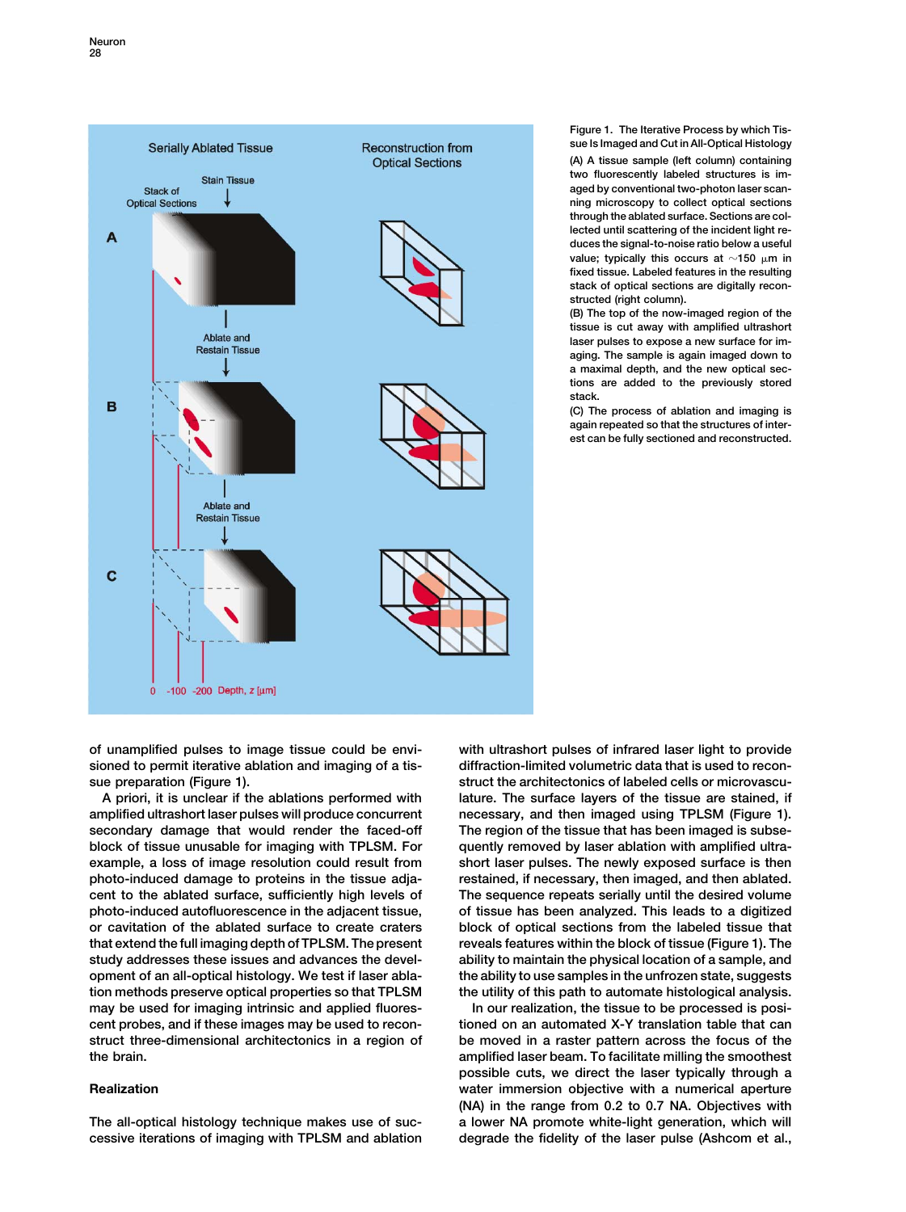Figure 1. The Iterative Process by which Tissue Is Imaged and Cut in All-Optical Histology

(A) A tissue sample (left column) containing two fluorescently labeled structures is imaged by conventional two-photon laser scanning microscopy to collect optical sections through the ablated surface. Sections are collected until scattering of the incident light reduces the signal-to-noise ratio below a useful value; typically this occurs at ~150 μm in fixed tissue. Labeled features in the resulting stack of optical sections are digitally reconstructed (right column).

(B) The top of the now-imaged region of the tissue is cut away with amplified ultrashort laser pulses to expose a new surface for imaging. The sample is again imaged down to a maximal depth, and the new optical sections are added to the previously stored stack.

(C) The process of ablation and imaging is again repeated so that the structures of interest can be fully sectioned and reconstructed.

of unamplified pulses to image tissue could be envisioned to permit iterative ablation and imaging of a tissue preparation (Figure 1).

A priori, it is unclear if the ablations performed with amplified ultrashort laser pulses will produce concurrent secondary damage that would render the faced-off block of tissue unusable for imaging with TPLSM. For example, a loss of image resolution could result from photo-induced damage to proteins in the tissue adjacent to the ablated surface, sufficiently high levels of photo-induced autofluorescence in the adjacent tissue, or cavitation of the ablated surface to create craters that extend the full imaging depth of TPLSM. The present study addresses these issues and advances the development of an all-optical histology. We test if laser ablation methods preserve optical properties so that TPLSM may be used for imaging intrinsic and applied fluorescent probes, and if these images may be used to reconstruct three-dimensional architectonics in a region of the brain.

## Realization

The all-optical histology technique makes use of successive iterations of imaging with TPLSM and ablation with ultrashort pulses of infrared laser light to provide diffraction-limited volumetric data that is used to reconstruct the architectonics of labeled cells or microvasculature. The surface layers of the tissue are stained, if necessary, and then imaged using TPLSM (Figure 1). The region of the tissue that has been imaged is subsequently removed by laser ablation with amplified ultrashort laser pulses. The newly exposed surface is then restained, if necessary, then imaged, and then ablated. The sequence repeats serially until the desired volume of tissue has been analyzed. This leads to a digitized block of optical sections from the labeled tissue that reveals features within the block of tissue (Figure 1). The ability to maintain the physical location of a sample, and the ability to use samples in the unfrozen state, suggests the utility of this path to automate histological analysis.

In our realization, the tissue to be processed is positioned on an automated X-Y translation table that can be moved in a raster pattern across the focus of the amplified laser beam. To facilitate milling the smoothest possible cuts, we direct the laser typically through a water immersion objective with a numerical aperture (NA) in the range from 0.2 to 0.7 NA. Objectives with a lower NA promote white-light generation, which will degrade the fidelity of the laser pulse (Ashcom et al.,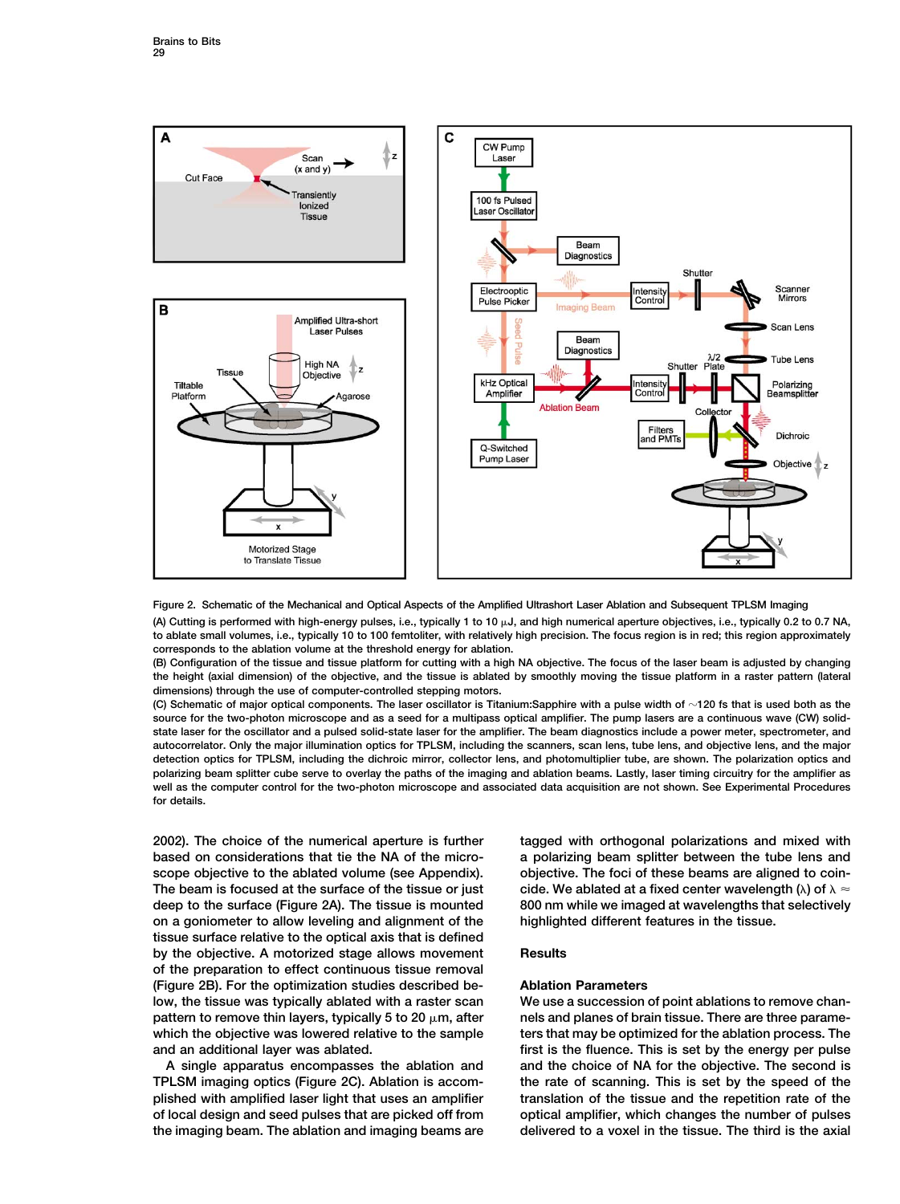Figure 2. Schematic of the Mechanical and Optical Aspects of the Amplified Ultrashort Laser Ablation and Subsequent TPLSM Imaging

(A) Cutting is performed with high-energy pulses, i.e., typically 1 to 10 μJ, and high numerical aperture objectives, i.e., typically 0.2 to 0.7 NA, to ablate small volumes, i.e., typically 10 to 100 femtoliter, with relatively high precision. The focus region is in red; this region approximately corresponds to the ablation volume at the threshold energy for ablation.

(B) Configuration of the tissue and tissue platform for cutting with a high NA objective. The focus of the laser beam is adjusted by changing the height (axial dimension) of the objective, and the tissue is ablated by smoothly moving the tissue platform in a raster pattern (lateral dimensions) through the use of computer-controlled stepping motors.

(C) Schematic of major optical components. The laser oscillator is Titanium:Sapphire with a pulse width of ~120 fs that is used both as the source for the two-photon microscope and as a seed for a multipass optical amplifier. The pump lasers are a continuous wave (CW) solid-state laser for the oscillator and a pulsed solid-state laser for the amplifier. The beam diagnostics include a power meter, spectrometer, and autocorrelator. Only the major illumination optics for TPLSM, including the scanners, scan lens, tube lens, and objective lens, and the major detection optics for TPLSM, including the dichroic mirror, collector lens, and photomultiplier tube, are shown. The polarization optics and polarizing beam splitter cube serve to overlay the paths of the imaging and ablation beams. Lastly, laser timing circuitry for the amplifier as well as the computer control for the two-photon microscope and associated data acquisition are not shown. See Experimental Procedures for details.

2002). The choice of the numerical aperture is further based on considerations that tie the NA of the microscope objective to the ablated volume (see Appendix). The beam is focused at the surface of the tissue or just deep to the surface (Figure 2A). The tissue is mounted on a goniometer to allow leveling and alignment of the tissue surface relative to the optical axis that is defined by the objective. A motorized stage allows movement of the preparation to effect continuous tissue removal (Figure 2B). For the optimization studies described below, the tissue was typically ablated with a raster scan pattern to remove thin layers, typically 5 to 20 μm, after which the objective was lowered relative to the sample and an additional layer was ablated.

A single apparatus encompasses the ablation and TPLSM imaging optics (Figure 2C). Ablation is accomplished with amplified laser light that uses an amplifier of local design and seed pulses that are picked off from the imaging beam. The ablation and imaging beams are tagged with orthogonal polarizations and mixed with a polarizing beam splitter between the tube lens and objective. The foci of these beams are aligned to coincide. We ablated at a fixed center wavelength (λ) of λ ≈ 800 nm while we imaged at wavelengths that selectively highlighted different features in the tissue.

## Results

### Ablation Parameters

We use a succession of point ablations to remove channels and planes of brain tissue. There are three parameters that may be optimized for the ablation process. The first is the fluence. This is set by the energy per pulse and the choice of NA for the objective. The second is the rate of scanning. This is set by the speed of the translation of the tissue and the repetition rate of the optical amplifier, which changes the number of pulses delivered to a voxel in the tissue. The third is the axial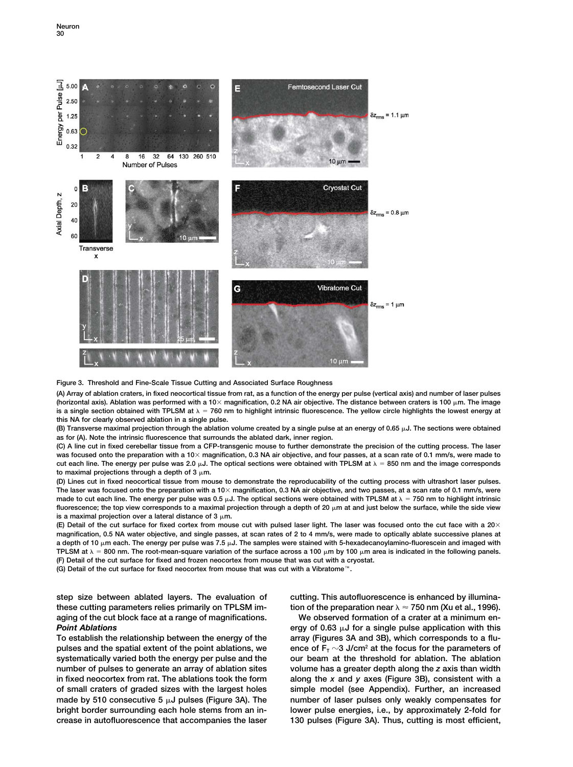**Figure 3. Threshold and Fine-Scale Tissue Cutting and Associated Surface Roughness**

(A) Array of ablation craters, in fixed neocortical tissue from rat, as a function of the energy per pulse (vertical axis) and number of laser pulses (horizontal axis). Ablation was performed with a 10× magnification, 0.2 NA air objective. The distance between craters is 100 μm. The image is a single section obtained with TPLSM at λ = 760 nm to highlight intrinsic fluorescence. The yellow circle highlights the lowest energy at this NA for clearly observed ablation in a single pulse.

(B) Transverse maximal projection through the ablation volume created by a single pulse at an energy of 0.65 μJ. The sections were obtained as for (A). Note the intrinsic fluorescence that surrounds the ablated dark, inner region.

(C) A line cut in fixed cerebellar tissue from a CFP-transgenic mouse to further demonstrate the precision of the cutting process. The laser was focused onto the preparation with a 10× magnification, 0.3 NA air objective, and four passes, at a scan rate of 0.1 mm/s, were made to cut each line. The energy per pulse was 2.0 μJ. The optical sections were obtained with TPLSM at λ = 850 nm and the image corresponds to maximal projections through a depth of 3 μm.

(D) Lines cut in fixed neocortical tissue from mouse to demonstrate the reproducability of the cutting process with ultrashort laser pulses. The laser was focused onto the preparation with a 10× magnification, 0.3 NA water objective, and two passes, at a scan rate of 0.1 mm/s, were made to cut each line. The energy per pulse was 0.5 μJ. The optical sections were obtained with TPLSM at λ = 750 nm to highlight intrinsic fluorescence; the top view corresponds to a maximal projection through a depth of 20 μm at and just below the surface, while the side view is a maximal projection over a lateral distance of 3 μm.

(E) Detail of the cut surface for fixed cortex from mouse cut with pulsed laser light. The laser was focused onto the cut face with a 20× magnification, 0.5 NA water objective, and single passes, at scan rates of 2 to 4 mm/s, were made to optically ablate successive planes at a depth of 10 μm each. The energy per pulse was 7.5 μJ. The samples were stained with 5-hexadecanoylamino-fluorescein and imaged with TPLSM at λ = 800 nm. The root-mean-square variation of the surface across a 100 μm by 100 μm area is indicated in the following panels.

(F) Detail of the cut surface for fixed and frozen neocortex from mouse that was cut with a cryostat.

(G) Detail of the cut surface for fixed neocortex from mouse that was cut with a Vibratome™.

step size between ablated layers. The evaluation of these cutting parameters relies primarily on TPLSM imaging of the cut block face at a range of magnifications.

***Point Ablations***

To establish the relationship between the energy of the pulses and the spatial extent of the point ablations, we systematically varied both the energy per pulse and the number of pulses to generate an array of ablation sites in fixed neocortex from rat. The ablations took the form of small craters of graded sizes with the largest holes made by 510 consecutive 5 μJ pulses (Figure 3A). The bright border surrounding each hole stems from an increase in autofluorescence that accompanies the laser cutting. This autofluorescence is enhanced by illumination of the preparation near λ ≈ 750 nm (Xu et al., 1996).

We observed formation of a crater at a minimum energy of 0.63 μJ for a single pulse application with this array (Figures 3A and 3B), which corresponds to a fluence of $F_T$ ~3 J/cm$^2$ at the focus for the parameters of our beam at the threshold for ablation. The ablation volume has a greater depth along the *z* axis than width along the *x* and *y* axes (Figure 3B), consistent with a simple model (see Appendix). Further, an increased number of laser pulses only weakly compensates for lower pulse energies, i.e., by approximately 2-fold for 130 pulses (Figure 3A). Thus, cutting is most efficient,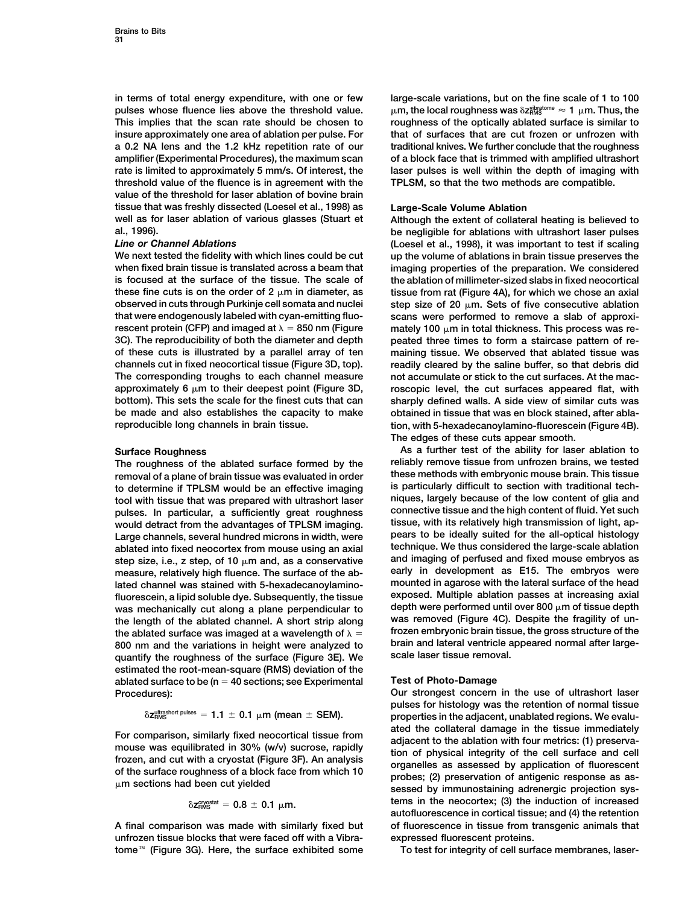in terms of total energy expenditure, with one or few pulses whose fluence lies above the threshold value. This implies that the scan rate should be chosen to insure approximately one area of ablation per pulse. For a 0.2 NA lens and the 1.2 kHz repetition rate of our amplifier (Experimental Procedures), the maximum scan rate is limited to approximately 5 mm/s. Of interest, the threshold value of the fluence is in agreement with the value of the threshold for laser ablation of bovine brain tissue that was freshly dissected (Loesel et al., 1998) as well as for laser ablation of various glasses (Stuart et al., 1996).

### *Line or Channel Ablations*

We next tested the fidelity with which lines could be cut when fixed brain tissue is translated across a beam that is focused at the surface of the tissue. The scale of these fine cuts is on the order of 2 μm in diameter, as observed in cuts through Purkinje cell somata and nuclei that were endogenously labeled with cyan-emitting fluorescent protein (CFP) and imaged at $\lambda = 850$ nm (Figure 3C). The reproducibility of both the diameter and depth of these cuts is illustrated by a parallel array of ten channels cut in fixed neocortical tissue (Figure 3D, top). The corresponding troughs to each channel measure approximately 6 μm to their deepest point (Figure 3D, bottom). This sets the scale for the finest cuts that can be made and also establishes the capacity to make reproducible long channels in brain tissue.

## Surface Roughness

The roughness of the ablated surface formed by the removal of a plane of brain tissue was evaluated in order to determine if TPLSM would be an effective imaging tool with tissue that was prepared with ultrashort laser pulses. In particular, a sufficiently great roughness would detract from the advantages of TPLSM imaging. Large channels, several hundred microns in width, were ablated into fixed neocortex from mouse using an axial step size, i.e., z step, of 10 μm and, as a conservative measure, relatively high fluence. The surface of the ablated channel was stained with 5-hexadecanoylamino-fluorescein, a lipid soluble dye. Subsequently, the tissue was mechanically cut along a plane perpendicular to the length of the ablated channel. A short strip along the ablated surface was imaged at a wavelength of $\lambda =$ 800 nm and the variations in height were analyzed to quantify the roughness of the surface (Figure 3E). We estimated the root-mean-square (RMS) deviation of the ablated surface to be ($n = 40$ sections; see Experimental Procedures):

$$\delta z_{RMS}^{\text{ultrashort pulses}} = 1.1 \pm 0.1 \ \mu\text{m (mean} \pm \text{SEM)}.$$

For comparison, similarly fixed neocortical tissue from mouse was equilibrated in 30% (w/v) sucrose, rapidly frozen, and cut with a cryostat (Figure 3F). An analysis of the surface roughness of a block face from which 10 μm sections had been cut yielded

$$\delta z_{RMS}^{\text{cryostat}} = 0.8 \pm 0.1 \ \mu\text{m}.$$

A final comparison was made with similarly fixed but unfrozen tissue blocks that were faced off with a Vibratome™ (Figure 3G). Here, the surface exhibited some large-scale variations, but on the fine scale of 1 to 100 μm, the local roughness was $\delta z_{RMS}^{\text{vibratome}} \approx 1$ μm. Thus, the roughness of the optically ablated surface is similar to that of surfaces that are cut frozen or unfrozen with traditional knives. We further conclude that the roughness of a block face that is trimmed with amplified ultrashort laser pulses is well within the depth of imaging with TPLSM, so that the two methods are compatible.

## Large-Scale Volume Ablation

Although the extent of collateral heating is believed to be negligible for ablations with ultrashort laser pulses (Loesel et al., 1998), it was important to test if scaling up the volume of ablations in brain tissue preserves the imaging properties of the preparation. We considered the ablation of millimeter-sized slabs in fixed neocortical tissue from rat (Figure 4A), for which we chose an axial step size of 20 μm. Sets of five consecutive ablation scans were performed to remove a slab of approximately 100 μm in total thickness. This process was repeated three times to form a staircase pattern of remaining tissue. We observed that ablated tissue was readily cleared by the saline buffer, so that debris did not accumulate or stick to the cut surfaces. At the macroscopic level, the cut surfaces appeared flat, with sharply defined walls. A side view of similar cuts was obtained in tissue that was en block stained, after ablation, with 5-hexadecanoylamino-fluorescein (Figure 4B). The edges of these cuts appear smooth.

As a further test of the ability for laser ablation to reliably remove tissue from unfrozen brains, we tested these methods with embryonic mouse brain. This tissue is particularly difficult to section with traditional techniques, largely because of the low content of glia and connective tissue and the high content of fluid. Yet such tissue, with its relatively high transmission of light, appears to be ideally suited for the all-optical histology technique. We thus considered the large-scale ablation and imaging of perfused and fixed mouse embryos as early in development as E15. The embryos were mounted in agarose with the lateral surface of the head exposed. Multiple ablation passes at increasing axial depth were performed until over 800 μm of tissue depth was removed (Figure 4C). Despite the fragility of unfrozen embryonic brain tissue, the gross structure of the brain and lateral ventricle appeared normal after large-scale laser tissue removal.

## Test of Photo-Damage

Our strongest concern in the use of ultrashort laser pulses for histology was the retention of normal tissue properties in the adjacent, unablated regions. We evaluated the collateral damage in the tissue immediately adjacent to the ablation with four metrics: (1) preservation of physical integrity of the cell surface and cell organelles as assessed by application of fluorescent probes; (2) preservation of antigenic response as assessed by immunostaining adrenergic projection systems in the neocortex; (3) the induction of increased autofluorescence in cortical tissue; and (4) the retention of fluorescence in tissue from transgenic animals that expressed fluorescent proteins.

To test for integrity of cell surface membranes, laser-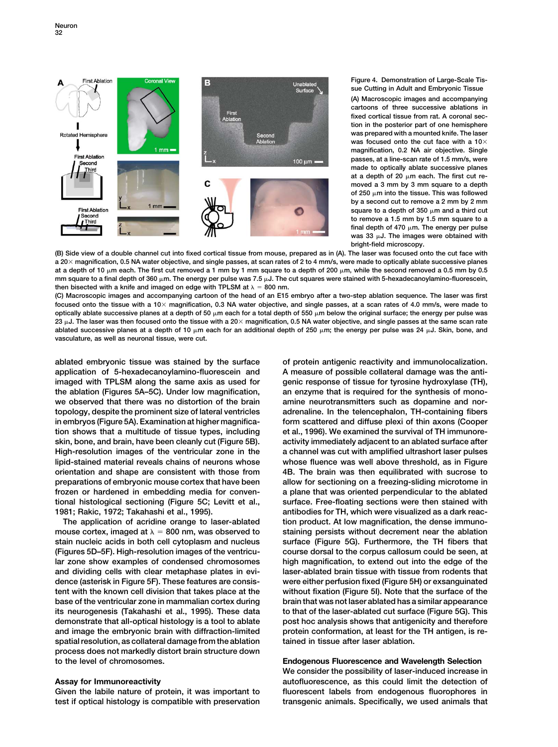Figure 4. Demonstration of Large-Scale Tissue Cutting in Adult and Embryonic Tissue

(A) Macroscopic images and accompanying cartoons of three successive ablations in fixed cortical tissue from rat. A coronal section in the posterior part of one hemisphere was prepared with a mounted knife. The laser was focused onto the cut face with a 10× magnification, 0.2 NA air objective. Single passes, at a line-scan rate of 1.5 mm/s, were made to optically ablate successive planes at a depth of 20 μm each. The first cut removed a 3 mm by 3 mm square to a depth of 250 μm into the tissue. This was followed by a second cut to remove a 2 mm by 2 mm square to a depth of 350 μm and a third cut to remove a 1.5 mm by 1.5 mm square to a final depth of 470 μm. The energy per pulse was 33 μJ. The images were obtained with bright-field microscopy.

(B) Side view of a double channel cut into fixed cortical tissue from mouse, prepared as in (A). The laser was focused onto the cut face with a 20× magnification, 0.5 NA water objective, and single passes, at scan rates of 2 to 4 mm/s, were made to optically ablate successive planes at a depth of 10 μm each. The first cut removed a 1 mm by 1 mm square to a depth of 200 μm, while the second removed a 0.5 mm by 0.5 mm square to a final depth of 360 μm. The energy per pulse was 7.5 μJ. The cut squares were stained with 5-hexadecanoylamino-fluorescein, then bisected with a knife and imaged on edge with TPLSM at λ = 800 nm.

(C) Macroscopic images and accompanying cartoon of the head of an E15 embryo after a two-step ablation sequence. The laser was first focused onto the tissue with a 10× magnification, 0.3 NA water objective, and single passes, at a scan rates of 4.0 mm/s, were made to optically ablate successive planes at a depth of 50 μm each for a total depth of 550 μm below the original surface; the energy per pulse was 23 μJ. The laser was then focused onto the tissue with a 20× magnification, 0.5 NA water objective, and single passes at the same scan rate ablated successive planes at a depth of 10 μm each for an additional depth of 250 μm; the energy per pulse was 24 μJ. Skin, bone, and vasculature, as well as neuronal tissue, were cut.

ablated embryonic tissue was stained by the surface application of 5-hexadecanoylamino-fluorescein and imaged with TPLSM along the same axis as used for the ablation (Figures 5A–5C). Under low magnification, we observed that there was no distortion of the brain topology, despite the prominent size of lateral ventricles in embryos (Figure 5A). Examination at higher magnification shows that a multitude of tissue types, including skin, bone, and brain, have been cleanly cut (Figure 5B). High-resolution images of the ventricular zone in the lipid-stained material reveals chains of neurons whose orientation and shape are consistent with those from preparations of embryonic mouse cortex that have been frozen or hardened in embedding media for conventional histological sectioning (Figure 5C; Levitt et al., 1981; Rakic, 1972; Takahashi et al., 1995).

The application of acridine orange to laser-ablated mouse cortex, imaged at λ = 800 nm, was observed to stain nucleic acids in both cell cytoplasm and nucleus (Figures 5D–5F). High-resolution images of the ventricular zone show examples of condensed chromosomes and dividing cells with clear metaphase plates in evidence (asterisk in Figure 5F). These features are consistent with the known cell division that takes place at the base of the ventricular zone in mammalian cortex during its neurogenesis (Takahashi et al., 1995). These data demonstrate that all-optical histology is a tool to ablate and image the embryonic brain with diffraction-limited spatial resolution, as collateral damage from the ablation process does not markedly distort brain structure down to the level of chromosomes.

## Assay for Immunoreactivity

Given the labile nature of protein, it was important to test if optical histology is compatible with preservation of protein antigenic reactivity and immunolocalization. A measure of possible collateral damage was the antigenic response of tissue for tyrosine hydroxylase (TH), an enzyme that is required for the synthesis of monoamine neurotransmitters such as dopamine and noradrenaline. In the telencephalon, TH-containing fibers form scattered and diffuse plexi of thin axons (Cooper et al., 1996). We examined the survival of TH immunoreactivity immediately adjacent to an ablated surface after a channel was cut with amplified ultrashort laser pulses whose fluence was well above threshold, as in Figure 4B. The brain was then equilibrated with sucrose to allow for sectioning on a freezing-sliding microtome in a plane that was oriented perpendicular to the ablated surface. Free-floating sections were then stained with antibodies for TH, which were visualized as a dark reaction product. At low magnification, the dense immunostaining persists without decrement near the ablation surface (Figure 5G). Furthermore, the TH fibers that course dorsal to the corpus callosum could be seen, at high magnification, to extend out into the edge of the laser-ablated brain tissue with tissue from rodents that were either perfusion fixed (Figure 5H) or exsanguinated without fixation (Figure 5I). Note that the surface of the brain that was not laser ablated has a similar appearance to that of the laser-ablated cut surface (Figure 5G). This post hoc analysis shows that antigenicity and therefore protein conformation, at least for the TH antigen, is retained in tissue after laser ablation.

## Endogenous Fluorescence and Wavelength Selection

We consider the possibility of laser-induced increase in autofluorescence, as this could limit the detection of fluorescent labels from endogenous fluorophores in transgenic animals. Specifically, we used animals that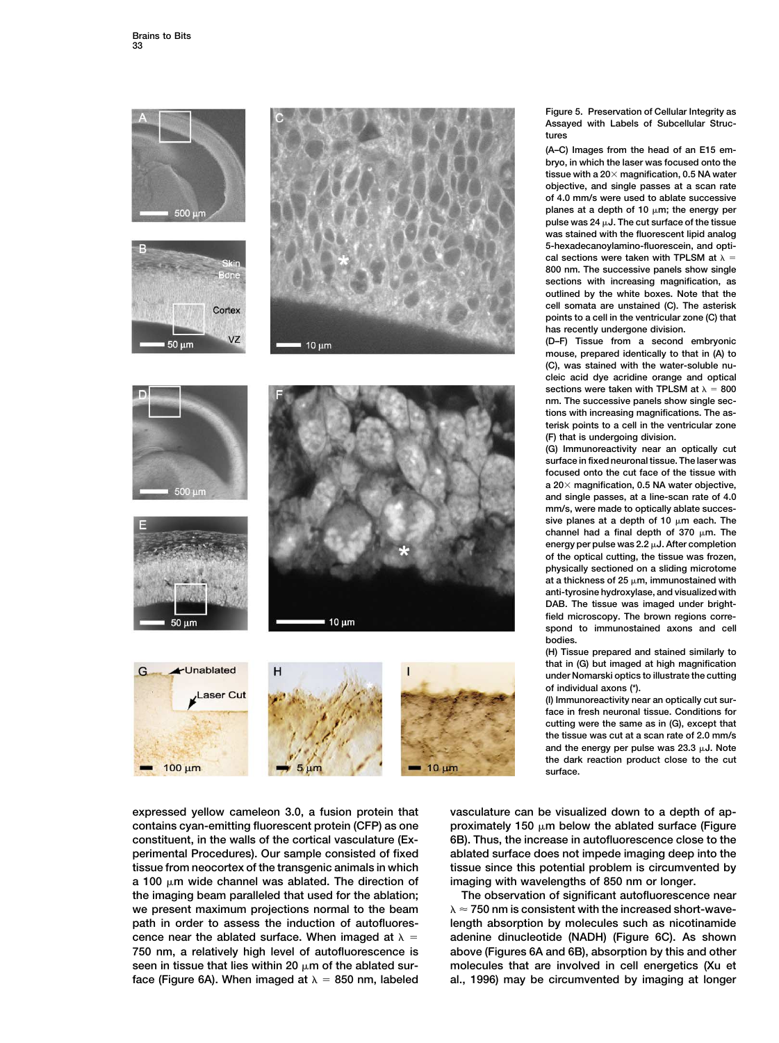Figure 5. Preservation of Cellular Integrity as Assayed with Labels of Subcellular Structures

(A–C) Images from the head of an E15 embryo, in which the laser was focused onto the tissue with a 20× magnification, 0.5 NA water objective, and single passes at a scan rate of 4.0 mm/s were used to ablate successive planes at a depth of 10 μm; the energy per pulse was 24 μJ. The cut surface of the tissue was stained with the fluorescent lipid analog 5-hexadecanoylamino-fluorescein, and optical sections were taken with TPLSM at λ = 800 nm. The successive panels show single sections with increasing magnification, as outlined by the white boxes. Note that the cell somata are unstained (C). The asterisk points to a cell in the ventricular zone (C) that has recently undergone division.

(D–F) Tissue from a second embryonic mouse, prepared identically to that in (A) to (C), was stained with the water-soluble nucleic acid dye acridine orange and optical sections were taken with TPLSM at λ = 800 nm. The successive panels show single sections with increasing magnifications. The asterisk points to a cell in the ventricular zone (F) that is undergoing division.

(G) Immunoreactivity near an optically cut surface in fixed neuronal tissue. The laser was focused onto the cut face of the tissue with a 20× magnification, 0.5 NA water objective, and single passes, at a line-scan rate of 4.0 mm/s, were made to optically ablate successive planes at a depth of 10 μm each. The channel had a final depth of 370 μm. The energy per pulse was 2.2 μJ. After completion of the optical cutting, the tissue was frozen, physically sectioned on a sliding microtome at a thickness of 25 μm, immunostained with anti-tyrosine hydroxylase, and visualized with DAB. The tissue was imaged under bright-field microscopy. The brown regions correspond to immunostained axons and cell bodies.

(H) Tissue prepared and stained similarly to that in (G) but imaged at high magnification under Nomarski optics to illustrate the cutting of individual axons (*).

(I) Immunoreactivity near an optically cut surface in fresh neuronal tissue. Conditions for cutting were the same as in (G), except that the tissue was cut at a scan rate of 2.0 mm/s and the energy per pulse was 23.3 μJ. Note the dark reaction product close to the cut surface.

expressed yellow cameleon 3.0, a fusion protein that contains cyan-emitting fluorescent protein (CFP) as one constituent, in the walls of the cortical vasculature (Experimental Procedures). Our sample consisted of fixed tissue from neocortex of the transgenic animals in which a 100 μm wide channel was ablated. The direction of the imaging beam paralleled that used for the ablation; we present maximum projections normal to the beam path in order to assess the induction of autofluorescence near the ablated surface. When imaged at λ = 750 nm, a relatively high level of autofluorescence is seen in tissue that lies within 20 μm of the ablated surface (Figure 6A). When imaged at λ = 850 nm, labeled vasculature can be visualized down to a depth of approximately 150 μm below the ablated surface (Figure 6B). Thus, the increase in autofluorescence close to the ablated surface does not impede imaging deep into the tissue since this potential problem is circumvented by imaging with wavelengths of 850 nm or longer.

The observation of significant autofluorescence near λ ≈ 750 nm is consistent with the increased short-wavelength absorption by molecules such as nicotinamide adenine dinucleotide (NADH) (Figure 6C). As shown above (Figures 6A and 6B), absorption by this and other molecules that are involved in cell energetics (Xu et al., 1996) may be circumvented by imaging at longer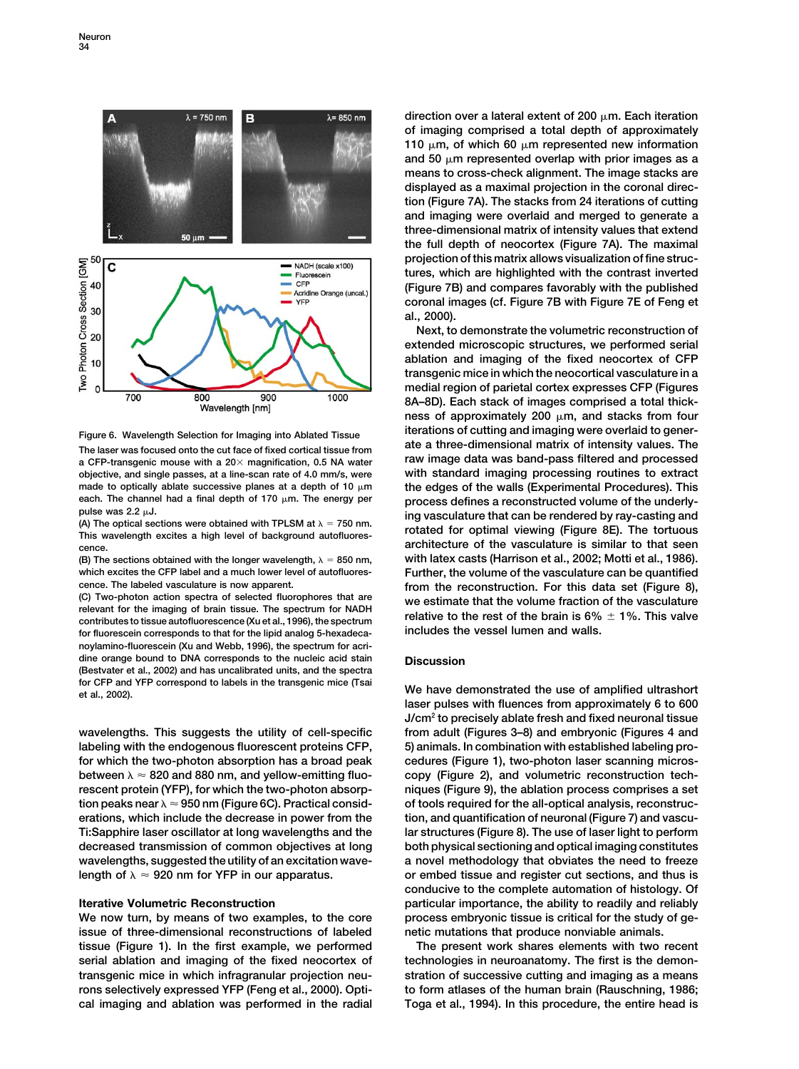Figure 6. Wavelength Selection for Imaging into Ablated Tissue

The laser was focused onto the cut face of fixed cortical tissue from a CFP-transgenic mouse with a 20× magnification, 0.5 NA water objective, and single passes, at a line-scan rate of 4.0 mm/s, were made to optically ablate successive planes at a depth of 10 μm each. The channel had a final depth of 170 μm. The energy per pulse was 2.2 μJ.

(A) The optical sections were obtained with TPLSM at λ = 750 nm. This wavelength excites a high level of background autofluorescence.

(B) The sections obtained with the longer wavelength, λ = 850 nm, which excites the CFP label and a much lower level of autofluorescence. The labeled vasculature is now apparent.

(C) Two-photon action spectra of selected fluorophores that are relevant for the imaging of brain tissue. The spectrum for NADH contributes to tissue autofluorescence (Xu et al., 1996), the spectrum for fluorescein corresponds to that for the lipid analog 5-hexadecanoylamino-fluorescein (Xu and Webb, 1996), the spectrum for acridine orange bound to DNA corresponds to the nucleic acid stain (Bestvater et al., 2002) and has uncalibrated units, and the spectra for CFP and YFP correspond to labels in the transgenic mice (Tsai et al., 2002).

wavelengths. This suggests the utility of cell-specific labeling with the endogenous fluorescent proteins CFP, for which the two-photon absorption has a broad peak between λ ≈ 820 and 880 nm, and yellow-emitting fluorescent protein (YFP), for which the two-photon absorption peaks near λ ≈ 950 nm (Figure 6C). Practical considerations, which include the decrease in power from the Ti:Sapphire laser oscillator at long wavelengths and the decreased transmission of common objectives at long wavelengths, suggested the utility of an excitation wavelength of λ ≈ 920 nm for YFP in our apparatus.

## Iterative Volumetric Reconstruction

We now turn, by means of two examples, to the core issue of three-dimensional reconstructions of labeled tissue (Figure 1). In the first example, we performed serial ablation and imaging of the fixed neocortex of transgenic mice in which infragranular projection neurons selectively expressed YFP (Feng et al., 2000). Optical imaging and ablation was performed in the radial direction over a lateral extent of 200 μm. Each iteration of imaging comprised a total depth of approximately 110 μm, of which 60 μm represented new information and 50 μm represented overlap with prior images as a means to cross-check alignment. The image stacks are displayed as a maximal projection in the coronal direction (Figure 7A). The stacks from 24 iterations of cutting and imaging were overlaid and merged to generate a three-dimensional matrix of intensity values that extend the full depth of neocortex (Figure 7A). The maximal projection of this matrix allows visualization of fine structures, which are highlighted with the contrast inverted (Figure 7B) and compares favorably with the published coronal images (cf. Figure 7B with Figure 7E of Feng et al., 2000).

Next, to demonstrate the volumetric reconstruction of extended microscopic structures, we performed serial ablation and imaging of the fixed neocortex of CFP transgenic mice in which the neocortical vasculature in a medial region of parietal cortex expresses CFP (Figures 8A–8D). Each stack of images comprised a total thickness of approximately 200 μm, and stacks from four iterations of cutting and imaging were overlaid to generate a three-dimensional matrix of intensity values. The raw image data was band-pass filtered and processed with standard imaging processing routines to extract the edges of the walls (Experimental Procedures). This process defines a reconstructed volume of the underlying vasculature that can be rendered by ray-casting and rotated for optimal viewing (Figure 8E). The tortuous architecture of the vasculature is similar to that seen with latex casts (Harrison et al., 2002; Motti et al., 1986). Further, the volume of the vasculature can be quantified from the reconstruction. For this data set (Figure 8), we estimate that the volume fraction of the vasculature relative to the rest of the brain is 6% ± 1%. This valve includes the vessel lumen and walls.

## Discussion

We have demonstrated the use of amplified ultrashort laser pulses with fluences from approximately 6 to 600 J/cm$^2$ to precisely ablate fresh and fixed neuronal tissue from adult (Figures 3–8) and embryonic (Figures 4 and 5) animals. In combination with established labeling procedures (Figure 1), two-photon laser scanning microscopy (Figure 2), and volumetric reconstruction techniques (Figure 9), the ablation process comprises a set of tools required for the all-optical analysis, reconstruction, and quantification of neuronal (Figure 7) and vascular structures (Figure 8). The use of laser light to perform both physical sectioning and optical imaging constitutes a novel methodology that obviates the need to freeze or embed tissue and register cut sections, and thus is conducive to the complete automation of histology. Of particular importance, the ability to readily and reliably process embryonic tissue is critical for the study of genetic mutations that produce nonviable animals.

The present work shares elements with two recent technologies in neuroanatomy. The first is the demonstration of successive cutting and imaging as a means to form atlases of the human brain (Rauschning, 1986; Toga et al., 1994). In this procedure, the entire head is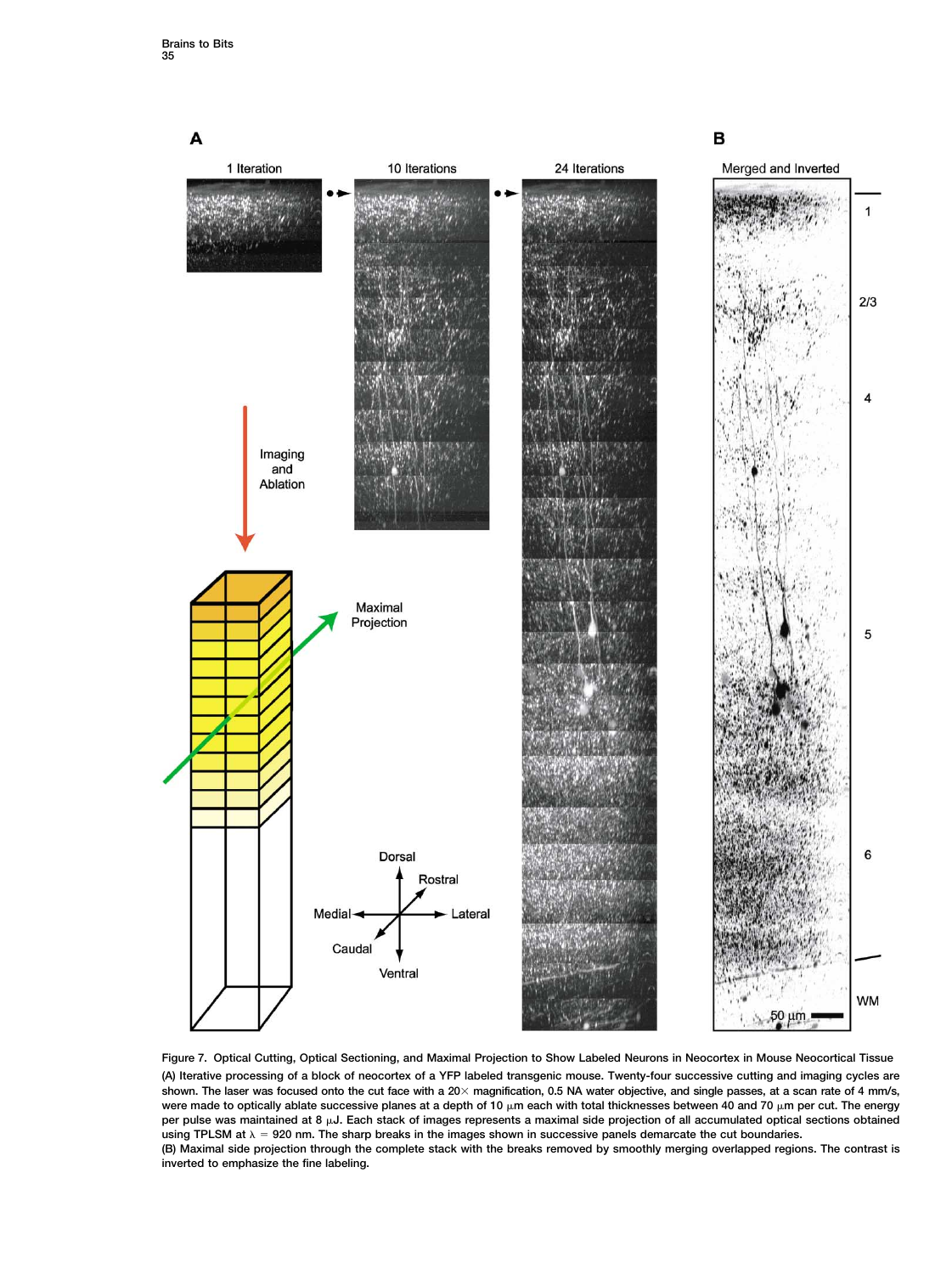Figure 7. Optical Cutting, Optical Sectioning, and Maximal Projection to Show Labeled Neurons in Neocortex in Mouse Neocortical Tissue

(A) Iterative processing of a block of neocortex of a YFP labeled transgenic mouse. Twenty-four successive cutting and imaging cycles are shown. The laser was focused onto the cut face with a 20× magnification, 0.5 NA water objective, and single passes, at a scan rate of 4 mm/s, were made to optically ablate successive planes at a depth of 10 μm each with total thicknesses between 40 and 70 μm per cut. The energy per pulse was maintained at 8 μJ. Each stack of images represents a maximal side projection of all accumulated optical sections obtained using TPLSM at λ = 920 nm. The sharp breaks in the images shown in successive panels demarcate the cut boundaries.

(B) Maximal side projection through the complete stack with the breaks removed by smoothly merging overlapped regions. The contrast is inverted to emphasize the fine labeling.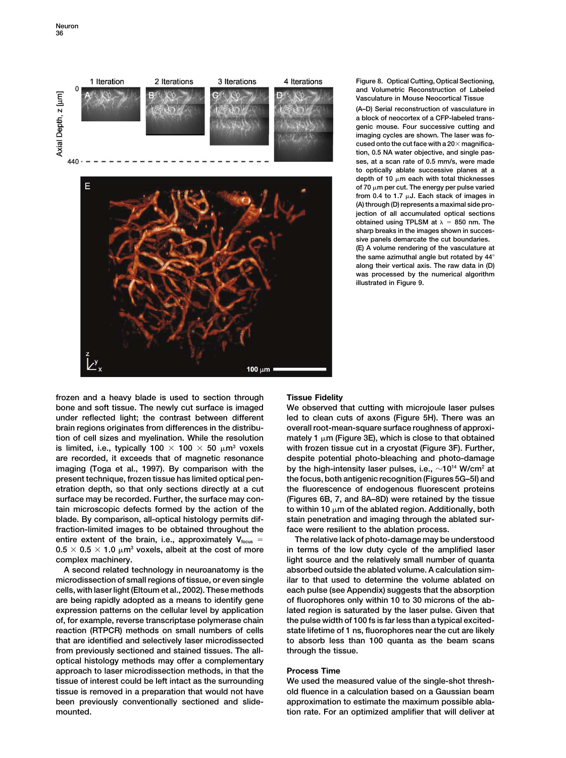Figure 8. Optical Cutting, Optical Sectioning, and Volumetric Reconstruction of Labeled Vasculature in Mouse Neocortical Tissue

(A–D) Serial reconstruction of vasculature in a block of neocortex of a CFP-labeled transgenic mouse. Four successive cutting and imaging cycles are shown. The laser was focused onto the cut face with a 20× magnification, 0.5 NA water objective, and single passes, at a scan rate of 0.5 mm/s, were made to optically ablate successive planes at a depth of 10 μm each with total thicknesses of 70 μm per cut. The energy per pulse varied from 0.4 to 1.7 μJ. Each stack of images in (A) through (D) represents a maximal side projection of all accumulated optical sections obtained using TPLSM at $\lambda$ = 850 nm. The sharp breaks in the images shown in successive panels demarcate the cut boundaries.

(E) A volume rendering of the vasculature at the same azimuthal angle but rotated by 44° along their vertical axis. The raw data in (D) was processed by the numerical algorithm illustrated in Figure 9.

frozen and a heavy blade is used to section through bone and soft tissue. The newly cut surface is imaged under reflected light; the contrast between different brain regions originates from differences in the distribution of cell sizes and myelination. While the resolution is limited, i.e., typically 100 × 100 × 50 μm³ voxels are recorded, it exceeds that of magnetic resonance imaging (Toga et al., 1997). By comparison with the present technique, frozen tissue has limited optical penetration depth, so that only sections directly at a cut surface may be recorded. Further, the surface may contain microscopic defects formed by the action of the blade. By comparison, all-optical histology permits diffraction-limited images to be obtained throughout the entire extent of the brain, i.e., approximately $V_{focus}$ = 0.5 × 0.5 × 1.0 μm³ voxels, albeit at the cost of more complex machinery.

A second related technology in neuroanatomy is the microdissection of small regions of tissue, or even single cells, with laser light (Eltoum et al., 2002). These methods are being rapidly adopted as a means to identify gene expression patterns on the cellular level by application of, for example, reverse transcriptase polymerase chain reaction (RTPCR) methods on small numbers of cells that are identified and selectively laser microdissected from previously sectioned and stained tissues. The all-optical histology methods may offer a complementary approach to laser microdissection methods, in that the tissue of interest could be left intact as the surrounding tissue is removed in a preparation that would not have been previously conventionally sectioned and slide-mounted.

## Tissue Fidelity

We observed that cutting with microjoule laser pulses led to clean cuts of axons (Figure 5H). There was an overall root-mean-square surface roughness of approximately 1 μm (Figure 3E), which is close to that obtained with frozen tissue cut in a cryostat (Figure 3F). Further, despite potential photo-bleaching and photo-damage by the high-intensity laser pulses, i.e., ~$10^{14}$ W/cm² at the focus, both antigenic recognition (Figures 5G–5I) and the fluorescence of endogenous fluorescent proteins (Figures 6B, 7, and 8A–8D) were retained by the tissue to within 10 μm of the ablated region. Additionally, both stain penetration and imaging through the ablated surface were resilient to the ablation process.

The relative lack of photo-damage may be understood in terms of the low duty cycle of the amplified laser light source and the relatively small number of quanta absorbed outside the ablated volume. A calculation similar to that used to determine the volume ablated on each pulse (see Appendix) suggests that the absorption of fluorophores only within 10 to 30 microns of the ablated region is saturated by the laser pulse. Given that the pulse width of 100 fs is far less than a typical excited-state lifetime of 1 ns, fluorophores near the cut are likely to absorb less than 100 quanta as the beam scans through the tissue.

## Process Time

We used the measured value of the single-shot threshold fluence in a calculation based on a Gaussian beam approximation to estimate the maximum possible ablation rate. For an optimized amplifier that will deliver at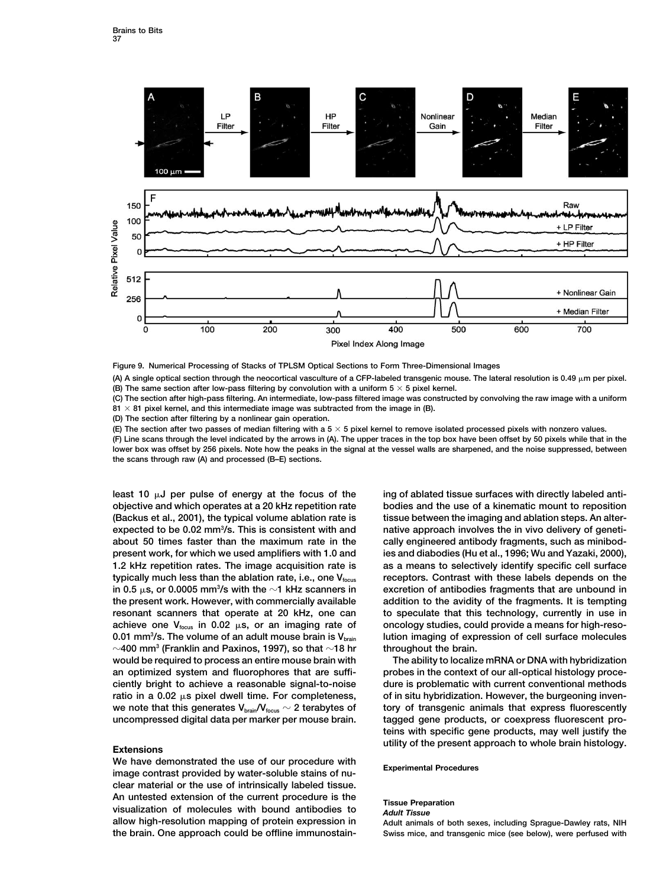Figure 9. Numerical Processing of Stacks of TPLSM Optical Sections to Form Three-Dimensional Images

(A) A single optical section through the neocortical vasculture of a CFP-labeled transgenic mouse. The lateral resolution is 0.49 μm per pixel.
(B) The same section after low-pass filtering by convolution with a uniform 5 × 5 pixel kernel.
(C) The section after high-pass filtering. An intermediate, low-pass filtered image was constructed by convolving the raw image with a uniform 81 × 81 pixel kernel, and this intermediate image was subtracted from the image in (B).
(D) The section after filtering by a nonlinear gain operation.
(E) The section after two passes of median filtering with a 5 × 5 pixel kernel to remove isolated processed pixels with nonzero values.
(F) Line scans through the level indicated by the arrows in (A). The upper traces in the top box have been offset by 50 pixels while that in the lower box was offset by 256 pixels. Note how the peaks in the signal at the vessel walls are sharpened, and the noise suppressed, between the scans through raw (A) and processed (B–E) sections.

least 10 μJ per pulse of energy at the focus of the objective and which operates at a 20 kHz repetition rate (Backus et al., 2001), the typical volume ablation rate is expected to be 0.02 $mm^3$/s. This is consistent with and about 50 times faster than the maximum rate in the present work, for which we used amplifiers with 1.0 and 1.2 kHz repetition rates. The image acquisition rate is typically much less than the ablation rate, i.e., one $V_{focus}$ in 0.5 μs, or 0.0005 $mm^3$/s with the ~1 kHz scanners in the present work. However, with commercially available resonant scanners that operate at 20 kHz, one can achieve one $V_{focus}$ in 0.02 μs, or an imaging rate of 0.01 $mm^3$/s. The volume of an adult mouse brain is $V_{brain}$ ~400 $mm^3$ (Franklin and Paxinos, 1997), so that ~18 hr would be required to process an entire mouse brain with an optimized system and fluorophores that are sufficiently bright to achieve a reasonable signal-to-noise ratio in a 0.02 μs pixel dwell time. For completeness, we note that this generates $V_{brain}/V_{focus}$ ~ 2 terabytes of uncompressed digital data per marker per mouse brain.

## Extensions

We have demonstrated the use of our procedure with image contrast provided by water-soluble stains of nuclear material or the use of intrinsically labeled tissue. An untested extension of the current procedure is the visualization of molecules with bound antibodies to allow high-resolution mapping of protein expression in the brain. One approach could be offline immunostaining of ablated tissue surfaces with directly labeled antibodies and the use of a kinematic mount to reposition tissue between the imaging and ablation steps. An alternative approach involves the in vivo delivery of genetically engineered antibody fragments, such as minibodies and diabodies (Hu et al., 1996; Wu and Yazaki, 2000), as a means to selectively identify specific cell surface receptors. Contrast with these labels depends on the excretion of antibodies fragments that are unbound in addition to the avidity of the fragments. It is tempting to speculate that this technology, currently in use in oncology studies, could provide a means for high-resolution imaging of expression of cell surface molecules throughout the brain.

The ability to localize mRNA or DNA with hybridization probes in the context of our all-optical histology procedure is problematic with current conventional methods of in situ hybridization. However, the burgeoning inventory of transgenic animals that express fluorescently tagged gene products, or coexpress fluorescent proteins with specific gene products, may well justify the utility of the present approach to whole brain histology.

## Experimental Procedures

### Tissue Preparation

#### *Adult Tissue*

Adult animals of both sexes, including Sprague-Dawley rats, NIH Swiss mice, and transgenic mice (see below), were perfused with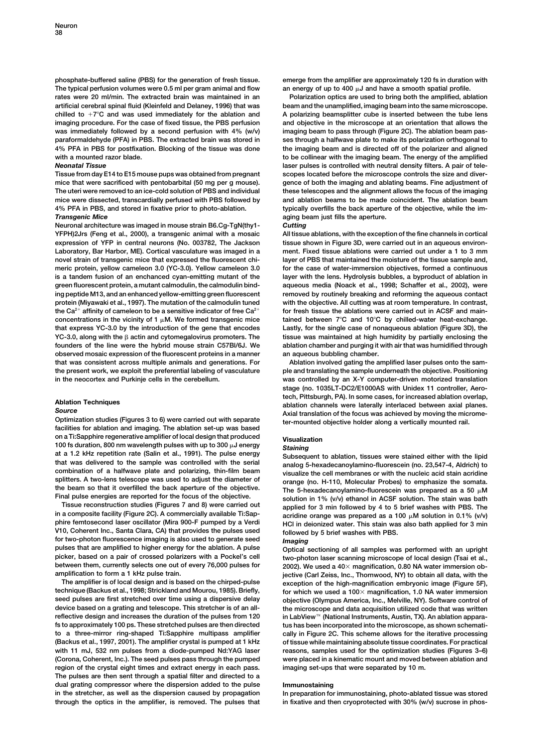phosphate-buffered saline (PBS) for the generation of fresh tissue. The typical perfusion volumes were 0.5 ml per gram animal and flow rates were 20 ml/min. The extracted brain was maintained in an artificial cerebral spinal fluid (Kleinfeld and Delaney, 1996) that was chilled to +7°C and was used immediately for the ablation and imaging procedure. For the case of fixed tissue, the PBS perfusion was immediately followed by a second perfusion with 4% (w/v) paraformaldehyde (PFA) in PBS. The extracted brain was stored in 4% PFA in PBS for postfixation. Blocking of the tissue was done with a mounted razor blade.

*Neonatal Tissue*

Tissue from day E14 to E15 mouse pups was obtained from pregnant mice that were sacrificed with pentobarbital (50 mg per g mouse). The uteri were removed to an ice-cold solution of PBS and individual mice were dissected, transcardially perfused with PBS followed by 4% PFA in PBS, and stored in fixative prior to photo-ablation.

*Transgenic Mice*

Neuronal architecture was imaged in mouse strain B6.Cg-TgN(thy1-YFPH)2Jrs (Feng et al., 2000), a transgenic animal with a mosaic expression of YFP in central neurons (No. 003782, The Jackson Laboratory, Bar Harbor, ME). Cortical vasculature was imaged in a novel strain of transgenic mice that expressed the fluorescent chimeric protein, yellow cameleon 3.0 (YC-3.0). Yellow cameleon 3.0 is a tandem fusion of an enchanced cyan-emitting mutant of the green fluorescent protein, a mutant calmodulin, the calmodulin binding peptide M13, and an enhanced yellow-emitting green fluorescent protein (Miyawaki et al., 1997). The mutation of the calmodulin tuned the $Ca^{2+}$ affinity of cameleon to be a sensitive indicator of free $Ca^{2+}$ concentrations in the vicinity of 1 μM. We formed transgenic mice that express YC-3.0 by the introduction of the gene that encodes YC-3.0, along with the β actin and cytomegalovirus promoters. The founders of the line were the hybrid mouse strain C57Bl/6J. We observed mosaic expression of the fluorescent proteins in a manner that was consistent across multiple animals and generations. For the present work, we exploit the preferential labeling of vasculature in the neocortex and Purkinje cells in the cerebellum.

## Ablation Techniques

*Source*

Optimization studies (Figures 3 to 6) were carried out with separate facilities for ablation and imaging. The ablation set-up was based on a Ti:Sapphire regenerative amplifier of local design that produced 100 fs duration, 800 nm wavelength pulses with up to 300 μJ energy at a 1.2 kHz repetition rate (Salin et al., 1991). The pulse energy that was delivered to the sample was controlled with the serial combination of a halfwave plate and polarizing, thin-film beam splitters. A two-lens telescope was used to adjust the diameter of the beam so that it overfilled the back aperture of the objective. Final pulse energies are reported for the focus of the objective.

Tissue reconstruction studies (Figures 7 and 8) were carried out in a composite facility (Figure 2C). A commercially available Ti:Sapphire femtosecond laser oscillator (Mira 900-F pumped by a Verdi V10, Coherent Inc., Santa Clara, CA) that provides the pulses used for two-photon fluorescence imaging is also used to generate seed pulses that are amplified to higher energy for the ablation. A pulse picker, based on a pair of crossed polarizers with a Pockel's cell between them, currently selects one out of every 76,000 pulses for amplification to form a 1 kHz pulse train.

The amplifier is of local design and is based on the chirped-pulse technique (Backus et al., 1998; Strickland and Mourou, 1985). Briefly, seed pulses are first stretched over time using a dispersive delay device based on a grating and telescope. This stretcher is of an all-reflective design and increases the duration of the pulses from 120 fs to approximately 100 ps. These stretched pulses are then directed to a three-mirror ring-shaped Ti:Sapphire multipass amplifier (Backus et al., 1997, 2001). The amplifier crystal is pumped at 1 kHz with 11 mJ, 532 nm pulses from a diode-pumped Nd:YAG laser (Corona, Coherent, Inc.). The seed pulses pass through the pumped region of the crystal eight times and extract energy in each pass. The pulses are then sent through a spatial filter and directed to a dual grating compressor where the dispersion added to the pulse in the stretcher, as well as the dispersion caused by propagation through the optics in the amplifier, is removed. The pulses that emerge from the amplifier are approximately 120 fs in duration with an energy of up to 400 μJ and have a smooth spatial profile.

Polarization optics are used to bring both the amplified, ablation beam and the unamplified, imaging beam into the same microscope. A polarizing beamsplitter cube is inserted between the tube lens and objective in the microscope at an orientation that allows the imaging beam to pass through (Figure 2C). The ablation beam passes through a halfwave plate to make its polarization orthogonal to the imaging beam and is directed off of the polarizer and aligned to be collinear with the imaging beam. The energy of the amplified laser pulses is controlled with neutral density filters. A pair of telescopes located before the microscope controls the size and divergence of both the imaging and ablating beams. Fine adjustment of these telescopes and the alignment allows the focus of the imaging and ablation beams to be made coincident. The ablation beam typically overfills the back aperture of the objective, while the imaging beam just fills the aperture.

*Cutting*

All tissue ablations, with the exception of the fine channels in cortical tissue shown in Figure 3D, were carried out in an aqueous environment. Fixed tissue ablations were carried out under a 1 to 3 mm layer of PBS that maintained the moisture of the tissue sample and, for the case of water-immersion objectives, formed a continuous layer with the lens. Hydrolysis bubbles, a byproduct of ablation in aqueous media (Noack et al., 1998; Schaffer et al., 2002), were removed by routinely breaking and reforming the aqueous contact with the objective. All cutting was at room temperature. In contrast, for fresh tissue the ablations were carried out in ACSF and maintained between 7°C and 10°C by chilled-water heat-exchange. Lastly, for the single case of nonaqueous ablation (Figure 3D), the tissue was maintained at high humidity by partially enclosing the ablation chamber and purging it with air that was humidified through an aqueous bubbling chamber.

Ablation involved gating the amplified laser pulses onto the sample and translating the sample underneath the objective. Positioning was controlled by an X-Y computer-driven motorized translation stage (no. 1035LT-DC2/E1000AS with Unidex 11 controller, Aerotech, Pittsburgh, PA). In some cases, for increased ablation overlap, ablation channels were laterally interlaced between axial planes. Axial translation of the focus was achieved by moving the micrometer-mounted objective holder along a vertically mounted rail.

## Visualization

*Staining*

Subsequent to ablation, tissues were stained either with the lipid analog 5-hexadecanoylamino-fluorescein (no. 23,547-4, Aldrich) to visualize the cell membranes or with the nucleic acid stain acridine orange (no. H-110, Molecular Probes) to emphasize the somata. The 5-hexadecanoylamino-fluorescein was prepared as a 50 μM solution in 1% (v/v) ethanol in ACSF solution. The stain was bath applied for 3 min followed by 4 to 5 brief washes with PBS. The acridine orange was prepared as a 100 μM solution in 0.1% (v/v) HCl in deionized water. This stain was also bath applied for 3 min followed by 5 brief washes with PBS.

*Imaging*

Optical sectioning of all samples was performed with an upright two-photon laser scanning microscope of local design (Tsai et al., 2002). We used a 40× magnification, 0.80 NA water immersion objective (Carl Zeiss, Inc., Thornwood, NY) to obtain all data, with the exception of the high-magnification embryonic image (Figure 5F), for which we used a 100× magnification, 1.0 NA water immersion objective (Olympus America, Inc., Melville, NY). Software control of the microscope and data acquisition utilized code that was written in LabView™ (National Instruments, Austin, TX). An ablation apparatus has been incorporated into the microscope, as shown schematically in Figure 2C. This scheme allows for the iterative processing of tissue while maintaining absolute tissue coordinates. For practical reasons, samples used for the optimization studies (Figures 3–6) were placed in a kinematic mount and moved between ablation and imaging set-ups that were separated by 10 m.

## Immunostaining

In preparation for immunostaining, photo-ablated tissue was stored in fixative and then cryoprotected with 30% (w/v) sucrose in phos-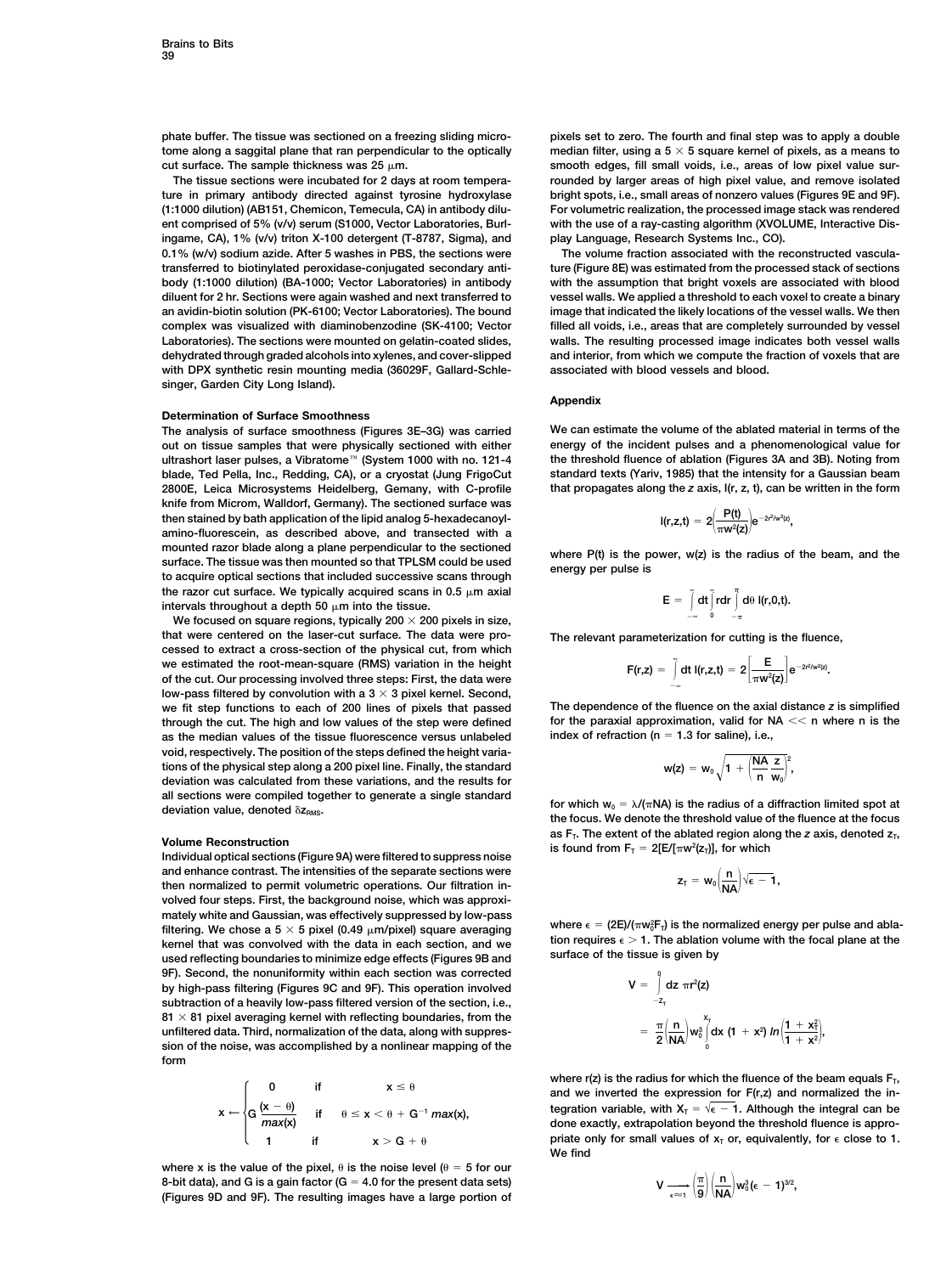phate buffer. The tissue was sectioned on a freezing sliding microtome along a saggital plane that ran perpendicular to the optically cut surface. The sample thickness was 25 μm.

The tissue sections were incubated for 2 days at room temperature in primary antibody directed against tyrosine hydroxylase (1:1000 dilution) (AB151, Chemicon, Temecula, CA) in antibody diluent comprised of 5% (v/v) serum (S1000, Vector Laboratories, Burlingame, CA), 1% (v/v) triton X-100 detergent (T-8787, Sigma), and 0.1% (w/v) sodium azide. After 5 washes in PBS, the sections were transferred to biotinylated peroxidase-conjugated secondary antibody (1:1000 dilution) (BA-1000; Vector Laboratories) in antibody diluent for 2 hr. Sections were again washed and next transferred to an avidin-biotin solution (PK-6100; Vector Laboratories). The bound complex was visualized with diaminobenzodine (SK-4100; Vector Laboratories). The sections were mounted on gelatin-coated slides, dehydrated through graded alcohols into xylenes, and cover-slipped with DPX synthetic resin mounting media (36029F, Gallard-Schlesinger, Garden City Long Island).

### Determination of Surface Smoothness

The analysis of surface smoothness (Figures 3E–3G) was carried out on tissue samples that were physically sectioned with either ultrashort laser pulses, a Vibratome™ (System 1000 with no. 121-4 blade, Ted Pella, Inc., Redding, CA), or a cryostat (Jung FrigoCut 2800E, Leica Microsystems Heidelberg, Gemany, with C-profile knife from Microm, Walldorf, Germany). The sectioned surface was then stained by bath application of the lipid analog 5-hexadecanoyl-amino-fluorescein, as described above, and transected with a mounted razor blade along a plane perpendicular to the sectioned surface. The tissue was then mounted so that TPLSM could be used to acquire optical sections that included successive scans through the razor cut surface. We typically acquired scans in 0.5 μm axial intervals throughout a depth 50 μm into the tissue.

We focused on square regions, typically 200 × 200 pixels in size, that were centered on the laser-cut surface. The data were processed to extract a cross-section of the physical cut, from which we estimated the root-mean-square (RMS) variation in the height of the cut. Our processing involved three steps: First, the data were low-pass filtered by convolution with a 3 × 3 pixel kernel. Second, we fit step functions to each of 200 lines of pixels that passed through the cut. The high and low values of the step were defined as the median values of the tissue fluorescence versus unlabeled void, respectively. The position of the steps defined the height variations of the physical step along a 200 pixel line. Finally, the standard deviation was calculated from these variations, and the results for all sections were compiled together to generate a single standard deviation value, denoted $\delta z_{RMS}$.

### Volume Reconstruction

Individual optical sections (Figure 9A) were filtered to suppress noise and enhance contrast. The intensities of the separate sections were then normalized to permit volumetric operations. Our filtration involved four steps. First, the background noise, which was approximately white and Gaussian, was effectively suppressed by low-pass filtering. We chose a 5 × 5 pixel (0.49 μm/pixel) square averaging kernel that was convolved with the data in each section, and we used reflecting boundaries to minimize edge effects (Figures 9B and 9F). Second, the nonuniformity within each section was corrected by high-pass filtering (Figures 9C and 9F). This operation involved subtraction of a heavily low-pass filtered version of the section, i.e., 81 × 81 pixel averaging kernel with reflecting boundaries, from the unfiltered data. Third, normalization of the data, along with suppression of the noise, was accomplished by a nonlinear mapping of the form

$$x \leftarrow \begin{cases} 0 & \text{if} \quad x \leq \theta \\ G\,\dfrac{(x-\theta)}{max(x)} & \text{if} \quad \theta \leq x < \theta + G^{-1}\,max(x), \\ 1 & \text{if} \quad x > G + \theta \end{cases}$$

where $x$ is the value of the pixel, $\theta$ is the noise level ($\theta = 5$ for our 8-bit data), and $G$ is a gain factor ($G = 4.0$ for the present data sets) (Figures 9D and 9F). The resulting images have a large portion of pixels set to zero. The fourth and final step was to apply a double median filter, using a 5 × 5 square kernel of pixels, as a means to smooth edges, fill small voids, i.e., areas of low pixel value surrounded by larger areas of high pixel value, and remove isolated bright spots, i.e., small areas of nonzero values (Figures 9E and 9F). For volumetric realization, the processed image stack was rendered with the use of a ray-casting algorithm (XVOLUME, Interactive Display Language, Research Systems Inc., CO).

The volume fraction associated with the reconstructed vasculature (Figure 8E) was estimated from the processed stack of sections with the assumption that bright voxels are associated with blood vessel walls. We applied a threshold to each voxel to create a binary image that indicated the likely locations of the vessel walls. We then filled all voids, i.e., areas that are completely surrounded by vessel walls. The resulting processed image indicates both vessel walls and interior, from which we compute the fraction of voxels that are associated with blood vessels and blood.

## Appendix

We can estimate the volume of the ablated material in terms of the energy of the incident pulses and a phenomenological value for the threshold fluence of ablation (Figures 3A and 3B). Noting from standard texts (Yariv, 1985) that the intensity for a Gaussian beam that propagates along the $z$ axis, $I(r, z, t)$, can be written in the form

$$I(r,z,t) = 2\left(\frac{P(t)}{\pi w^2(z)}\right)e^{-2r^2/w^2(z)},$$

where $P(t)$ is the power, $w(z)$ is the radius of the beam, and the energy per pulse is

$$E = \int_{-\infty}^{\infty} dt \int_0^{\infty} r dr \int_{-\pi}^{\pi} d\theta\, I(r,0,t).$$

The relevant parameterization for cutting is the fluence,

$$F(r,z) = \int_{-\infty}^{\infty} dt\, I(r,z,t) = 2\left[\frac{E}{\pi w^2(z)}\right]e^{-2r^2/w^2(z)}.$$

The dependence of the fluence on the axial distance $z$ is simplified for the paraxial approximation, valid for NA << n where n is the index of refraction (n = 1.3 for saline), i.e.,

$$w(z) = w_0\sqrt{1 + \left(\frac{NA}{n}\frac{z}{w_0}\right)^2},$$

for which $w_0 = \lambda/(\pi NA)$ is the radius of a diffraction limited spot at the focus. We denote the threshold value of the fluence at the focus as $F_T$. The extent of the ablated region along the $z$ axis, denoted $z_T$, is found from $F_T = 2[E/[\pi w^2(z_T)]$, for which

$$z_T = w_0\left(\frac{n}{NA}\right)\sqrt{\epsilon - 1},$$

where $\epsilon = (2E)/(\pi w_0^2 F_T)$ is the normalized energy per pulse and ablation requires $\epsilon > 1$. The ablation volume with the focal plane at the surface of the tissue is given by

$$\begin{aligned} V &= \int_{-z_T}^{0} dz\, \pi r^2(z) \\ &= \frac{\pi}{2}\left(\frac{n}{NA}\right)w_0^3 \int_0^{x_T} dx\,(1 + x^2)\, ln\left(\frac{1 + x_T^2}{1 + x^2}\right), \end{aligned}$$

where $r(z)$ is the radius for which the fluence of the beam equals $F_T$, and we inverted the expression for $F(r,z)$ and normalized the integration variable, with $X_T = \sqrt{\epsilon - 1}$. Although the integral can be done exactly, extrapolation beyond the threshold fluence is appropriate only for small values of $x_T$ or, equivalently, for $\epsilon$ close to 1. We find

$$V \xrightarrow[\epsilon \approx 1]{} \left(\frac{\pi}{9}\right)\left(\frac{n}{NA}\right)w_0^3(\epsilon - 1)^{3/2},$$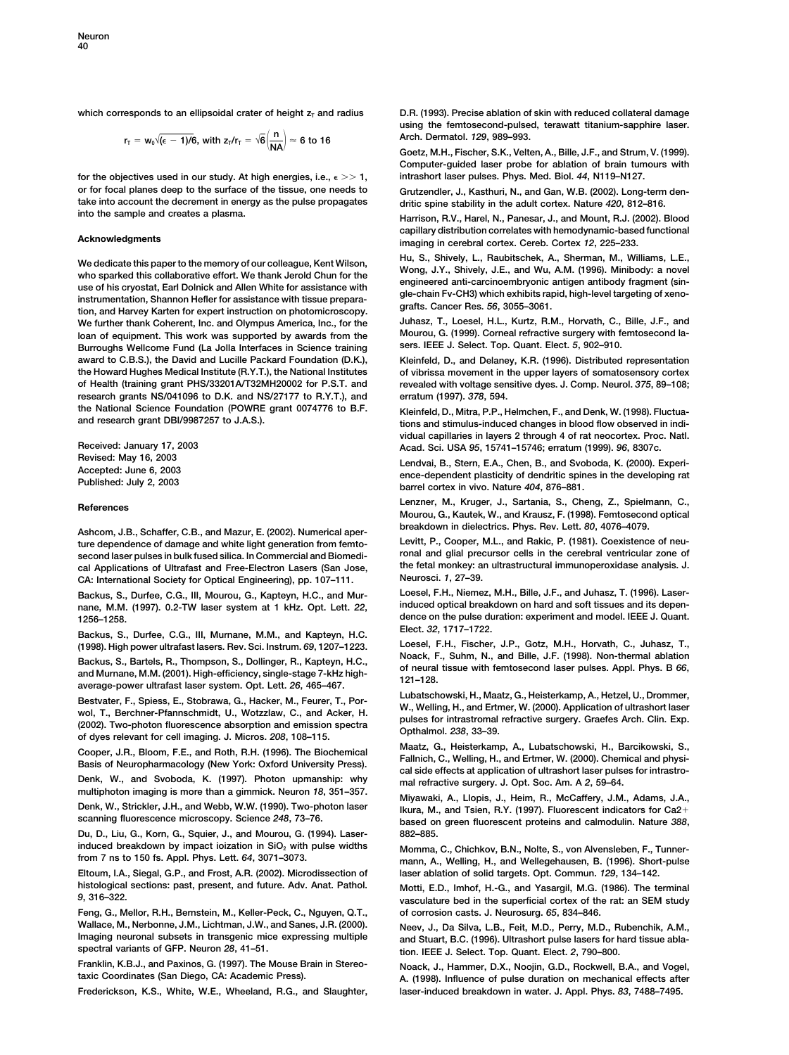which corresponds to an ellipsoidal crater of height $z_T$ and radius

$$r_T = w_0\sqrt{(\epsilon - 1)/6},\ \text{with}\ z_T/r_T = \sqrt{6}\left(\frac{n}{NA}\right) \approx 6\ \text{to}\ 16$$

for the objectives used in our study. At high energies, i.e., $\epsilon >> 1$, or for focal planes deep to the surface of the tissue, one needs to take into account the decrement in energy as the pulse propagates into the sample and creates a plasma.

## Acknowledgments

We dedicate this paper to the memory of our colleague, Kent Wilson, who sparked this collaborative effort. We thank Jerold Chun for the use of his cryostat, Earl Dolnick and Allen White for assistance with instrumentation, Shannon Hefler for assistance with tissue preparation, and Harvey Karten for expert instruction on photomicroscopy. We further thank Coherent, Inc. and Olympus America, Inc., for the loan of equipment. This work was supported by awards from the Burroughs Wellcome Fund (La Jolla Interfaces in Science training award to C.B.S.), the David and Lucille Packard Foundation (D.K.), the Howard Hughes Medical Institute (R.Y.T.), the National Institutes of Health (training grant PHS/33201A/T32MH20002 for P.S.T. and research grants NS/041096 to D.K. and NS/27177 to R.Y.T.), and the National Science Foundation (POWRE grant 0074776 to B.F. and research grant DBI/9987257 to J.A.S.).

Received: January 17, 2003
Revised: May 16, 2003
Accepted: June 6, 2003
Published: July 2, 2003

## References

Ashcom, J.B., Schaffer, C.B., and Mazur, E. (2002). Numerical aperture dependence of damage and white light generation from femtosecond laser pulses in bulk fused silica. In Commercial and Biomedical Applications of Ultrafast and Free-Electron Lasers (San Jose, CA: International Society for Optical Engineering), pp. 107–111.

Backus, S., Durfee, C.G., III, Mourou, G., Kapteyn, H.C., and Murnane, M.M. (1997). 0.2-TW laser system at 1 kHz. Opt. Lett. *22*, 1256–1258.

Backus, S., Durfee, C.G., III, Murnane, M.M., and Kapteyn, H.C. (1998). High power ultrafast lasers. Rev. Sci. Instrum. *69*, 1207–1223.

Backus, S., Bartels, R., Thompson, S., Dollinger, R., Kapteyn, H.C., and Murnane, M.M. (2001). High-efficiency, single-stage 7-kHz high-average-power ultrafast laser system. Opt. Lett. *26*, 465–467.

Bestvater, F., Spiess, E., Stobrawa, G., Hacker, M., Feurer, T., Porwol, T., Berchner-Pfannschmidt, U., Wotzzlaw, C., and Acker, H. (2002). Two-photon fluorescence absorption and emission spectra of dyes relevant for cell imaging. J. Micros. *208*, 108–115.

Cooper, J.R., Bloom, F.E., and Roth, R.H. (1996). The Biochemical Basis of Neuropharmacology (New York: Oxford University Press).

Denk, W., and Svoboda, K. (1997). Photon upmanship: why multiphoton imaging is more than a gimmick. Neuron *18*, 351–357.

Denk, W., Strickler, J.H., and Webb, W.W. (1990). Two-photon laser scanning fluorescence microscopy. Science *248*, 73–76.

Du, D., Liu, G., Korn, G., Squier, J., and Mourou, G. (1994). Laser-induced breakdown by impact ioization in $SiO_2$ with pulse widths from 7 ns to 150 fs. Appl. Phys. Lett. *64*, 3071–3073.

Eltoum, I.A., Siegal, G.P., and Frost, A.R. (2002). Microdissection of histological sections: past, present, and future. Adv. Anat. Pathol. *9*, 316–322.

Feng, G., Mellor, R.H., Bernstein, M., Keller-Peck, C., Nguyen, Q.T., Wallace, M., Nerbonne, J.M., Lichtman, J.W., and Sanes, J.R. (2000). Imaging neuronal subsets in transgenic mice expressing multiple spectral variants of GFP. Neuron *28*, 41–51.

Franklin, K.B.J., and Paxinos, G. (1997). The Mouse Brain in Stereotaxic Coordinates (San Diego, CA: Academic Press).

Frederickson, K.S., White, W.E., Wheeland, R.G., and Slaughter, D.R. (1993). Precise ablation of skin with reduced collateral damage using the femtosecond-pulsed, terawatt titanium-sapphire laser. Arch. Dermatol. *129*, 989–993.

Goetz, M.H., Fischer, S.K., Velten, A., Bille, J.F., and Strum, V. (1999). Computer-guided laser probe for ablation of brain tumours with intrashort laser pulses. Phys. Med. Biol. *44*, N119–N127.

Grutzendler, J., Kasthuri, N., and Gan, W.B. (2002). Long-term dendritic spine stability in the adult cortex. Nature *420*, 812–816.

Harrison, R.V., Harel, N., Panesar, J., and Mount, R.J. (2002). Blood capillary distribution correlates with hemodynamic-based functional imaging in cerebral cortex. Cereb. Cortex *12*, 225–233.

Hu, S., Shively, L., Raubitschek, A., Sherman, M., Williams, L.E., Wong, J.Y., Shively, J.E., and Wu, A.M. (1996). Minibody: a novel engineered anti-carcinoembryonic antigen antibody fragment (single-chain Fv-CH3) which exhibits rapid, high-level targeting of xenografts. Cancer Res. *56*, 3055–3061.

Juhasz, T., Loesel, H.L., Kurtz, R.M., Horvath, C., Bille, J.F., and Mourou, G. (1999). Corneal refractive surgery with femtosecond lasers. IEEE J. Select. Top. Quant. Elect. *5*, 902–910.

Kleinfeld, D., and Delaney, K.R. (1996). Distributed representation of vibrissa movement in the upper layers of somatosensory cortex revealed with voltage sensitive dyes. J. Comp. Neurol. *375*, 89–108; erratum (1997). *378*, 594.

Kleinfeld, D., Mitra, P.P., Helmchen, F., and Denk, W. (1998). Fluctuations and stimulus-induced changes in blood flow observed in individual capillaries in layers 2 through 4 of rat neocortex. Proc. Natl. Acad. Sci. USA *95*, 15741–15746; erratum (1999). *96*, 8307c.

Lendvai, B., Stern, E.A., Chen, B., and Svoboda, K. (2000). Experience-dependent plasticity of dendritic spines in the developing rat barrel cortex in vivo. Nature *404*, 876–881.

Lenzner, M., Kruger, J., Sartania, S., Cheng, Z., Spielmann, C., Mourou, G., Kautek, W., and Krausz, F. (1998). Femtosecond optical breakdown in dielectrics. Phys. Rev. Lett. *80*, 4076–4079.

Levitt, P., Cooper, M.L., and Rakic, P. (1981). Coexistence of neuronal and glial precursor cells in the cerebral ventricular zone of the fetal monkey: an ultrastructural immunoperoxidase analysis. J. Neurosci. *1*, 27–39.

Loesel, F.H., Niemez, M.H., Bille, J.F., and Juhasz, T. (1996). Laser-induced optical breakdown on hard and soft tissues and its dependence on the pulse duration: experiment and model. IEEE J. Quant. Elect. *32*, 1717–1722.

Loesel, F.H., Fischer, J.P., Gotz, M.H., Horvath, C., Juhasz, T., Noack, F., Suhm, N., and Bille, J.F. (1998). Non-thermal ablation of neural tissue with femtosecond laser pulses. Appl. Phys. B *66*, 121–128.

Lubatschowski, H., Maatz, G., Heisterkamp, A., Hetzel, U., Drommer, W., Welling, H., and Ertmer, W. (2000). Application of ultrashort laser pulses for intrastromal refractive surgery. Graefes Arch. Clin. Exp. Opthalmol. *238*, 33–39.

Maatz, G., Heisterkamp, A., Lubatschowski, H., Barcikowski, S., Fallnich, C., Welling, H., and Ertmer, W. (2000). Chemical and physical side effects at application of ultrashort laser pulses for intrastromal refractive surgery. J. Opt. Soc. Am. A *2*, 59–64.

Miyawaki, A., Llopis, J., Heim, R., McCaffery, J.M., Adams, J.A., Ikura, M., and Tsien, R.Y. (1997). Fluorescent indicators for Ca2+ based on green fluorescent proteins and calmodulin. Nature *388*, 882–885.

Momma, C., Chichkov, B.N., Nolte, S., von Alvensleben, F., Tunnermann, A., Welling, H., and Wellegehausen, B. (1996). Short-pulse laser ablation of solid targets. Opt. Commun. *129*, 134–142.

Motti, E.D., Imhof, H.-G., and Yasargil, M.G. (1986). The terminal vasculature bed in the superficial cortex of the rat: an SEM study of corrosion casts. J. Neurosurg. *65*, 834–846.

Neev, J., Da Silva, L.B., Feit, M.D., Perry, M.D., Rubenchik, A.M., and Stuart, B.C. (1996). Ultrashort pulse lasers for hard tissue ablation. IEEE J. Select. Top. Quant. Elect. *2*, 790–800.

Noack, J., Hammer, D.X., Noojin, G.D., Rockwell, B.A., and Vogel, A. (1998). Influence of pulse duration on mechanical effects after laser-induced breakdown in water. J. Appl. Phys. *83*, 7488–7495.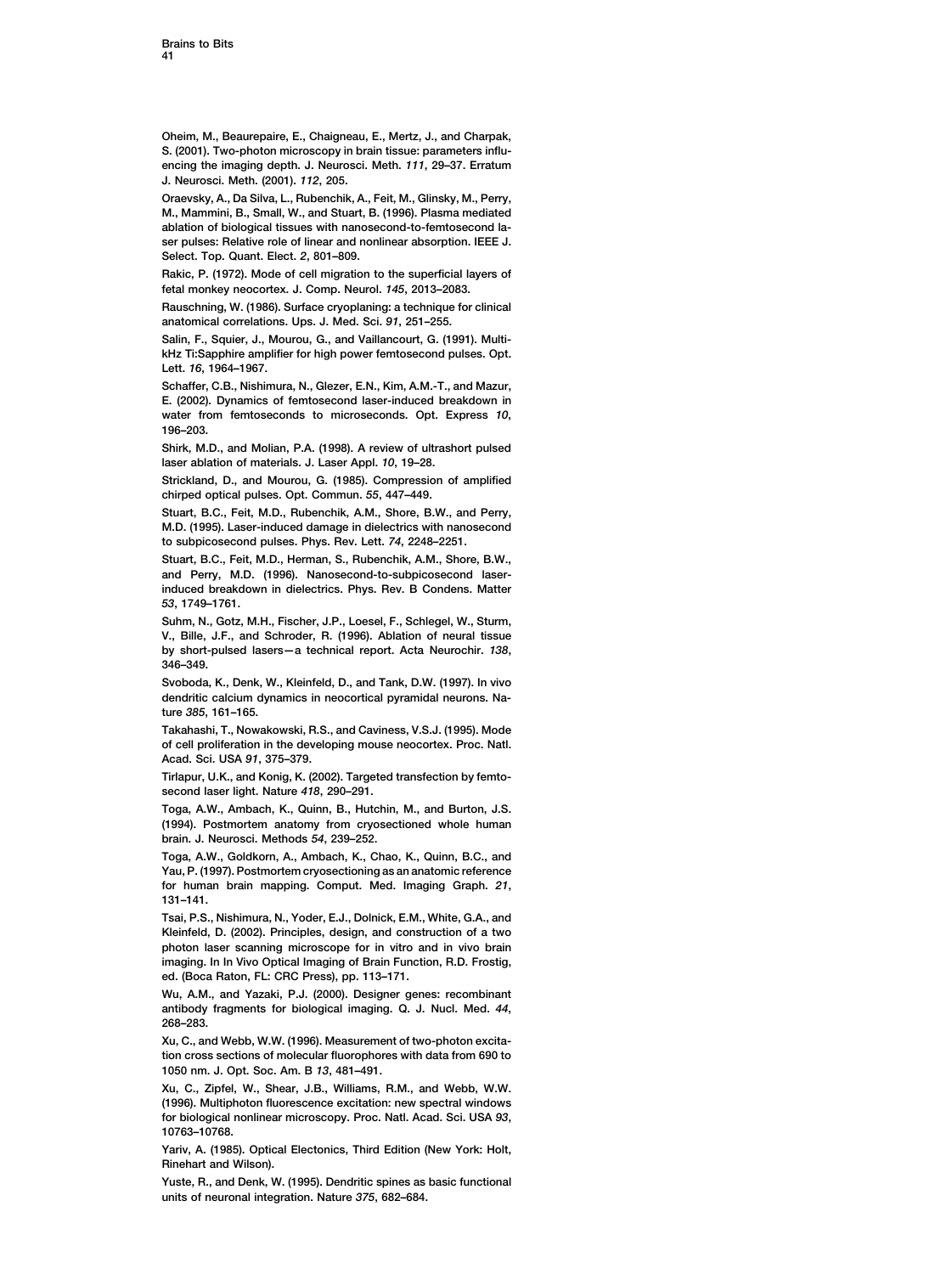Oheim, M., Beaurepaire, E., Chaigneau, E., Mertz, J., and Charpak, S. (2001). Two-photon microscopy in brain tissue: parameters influencing the imaging depth. J. Neurosci. Meth. *111*, 29–37. Erratum J. Neurosci. Meth. (2001). *112*, 205.

Oraevsky, A., Da Silva, L., Rubenchik, A., Feit, M., Glinsky, M., Perry, M., Mammini, B., Small, W., and Stuart, B. (1996). Plasma mediated ablation of biological tissues with nanosecond-to-femtosecond laser pulses: Relative role of linear and nonlinear absorption. IEEE J. Select. Top. Quant. Elect. *2*, 801–809.

Rakic, P. (1972). Mode of cell migration to the superficial layers of fetal monkey neocortex. J. Comp. Neurol. *145*, 2013–2083.

Rauschning, W. (1986). Surface cryoplaning: a technique for clinical anatomical correlations. Ups. J. Med. Sci. *91*, 251–255.

Salin, F., Squier, J., Mourou, G., and Vaillancourt, G. (1991). Multi-kHz Ti:Sapphire amplifier for high power femtosecond pulses. Opt. Lett. *16*, 1964–1967.

Schaffer, C.B., Nishimura, N., Glezer, E.N., Kim, A.M.-T., and Mazur, E. (2002). Dynamics of femtosecond laser-induced breakdown in water from femtoseconds to microseconds. Opt. Express *10*, 196–203.

Shirk, M.D., and Molian, P.A. (1998). A review of ultrashort pulsed laser ablation of materials. J. Laser Appl. *10*, 19–28.

Strickland, D., and Mourou, G. (1985). Compression of amplified chirped optical pulses. Opt. Commun. *55*, 447–449.

Stuart, B.C., Feit, M.D., Rubenchik, A.M., Shore, B.W., and Perry, M.D. (1995). Laser-induced damage in dielectrics with nanosecond to subpicosecond pulses. Phys. Rev. Lett. *74*, 2248–2251.

Stuart, B.C., Feit, M.D., Herman, S., Rubenchik, A.M., Shore, B.W., and Perry, M.D. (1996). Nanosecond-to-subpicosecond laser-induced breakdown in dielectrics. Phys. Rev. B Condens. Matter *53*, 1749–1761.

Suhm, N., Gotz, M.H., Fischer, J.P., Loesel, F., Schlegel, W., Sturm, V., Bille, J.F., and Schroder, R. (1996). Ablation of neural tissue by short-pulsed lasers—a technical report. Acta Neurochir. *138*, 346–349.

Svoboda, K., Denk, W., Kleinfeld, D., and Tank, D.W. (1997). In vivo dendritic calcium dynamics in neocortical pyramidal neurons. Nature *385*, 161–165.

Takahashi, T., Nowakowski, R.S., and Caviness, V.S.J. (1995). Mode of cell proliferation in the developing mouse neocortex. Proc. Natl. Acad. Sci. USA *91*, 375–379.

Tirlapur, U.K., and Konig, K. (2002). Targeted transfection by femtosecond laser light. Nature *418*, 290–291.

Toga, A.W., Ambach, K., Quinn, B., Hutchin, M., and Burton, J.S. (1994). Postmortem anatomy from cryosectioned whole human brain. J. Neurosci. Methods *54*, 239–252.

Toga, A.W., Goldkorn, A., Ambach, K., Chao, K., Quinn, B.C., and Yau, P. (1997). Postmortem cryosectioning as an anatomic reference for human brain mapping. Comput. Med. Imaging Graph. *21*, 131–141.

Tsai, P.S., Nishimura, N., Yoder, E.J., Dolnick, E.M., White, G.A., and Kleinfeld, D. (2002). Principles, design, and construction of a two photon laser scanning microscope for in vitro and in vivo brain imaging. In In Vivo Optical Imaging of Brain Function, R.D. Frostig, ed. (Boca Raton, FL: CRC Press), pp. 113–171.

Wu, A.M., and Yazaki, P.J. (2000). Designer genes: recombinant antibody fragments for biological imaging. Q. J. Nucl. Med. *44*, 268–283.

Xu, C., and Webb, W.W. (1996). Measurement of two-photon excitation cross sections of molecular fluorophores with data from 690 to 1050 nm. J. Opt. Soc. Am. B *13*, 481–491.

Xu, C., Zipfel, W., Shear, J.B., Williams, R.M., and Webb, W.W. (1996). Multiphoton fluorescence excitation: new spectral windows for biological nonlinear microscopy. Proc. Natl. Acad. Sci. USA *93*, 10763–10768.

Yariv, A. (1985). Optical Electonics, Third Edition (New York: Holt, Rinehart and Wilson).

Yuste, R., and Denk, W. (1995). Dendritic spines as basic functional units of neuronal integration. Nature *375*, 682–684.